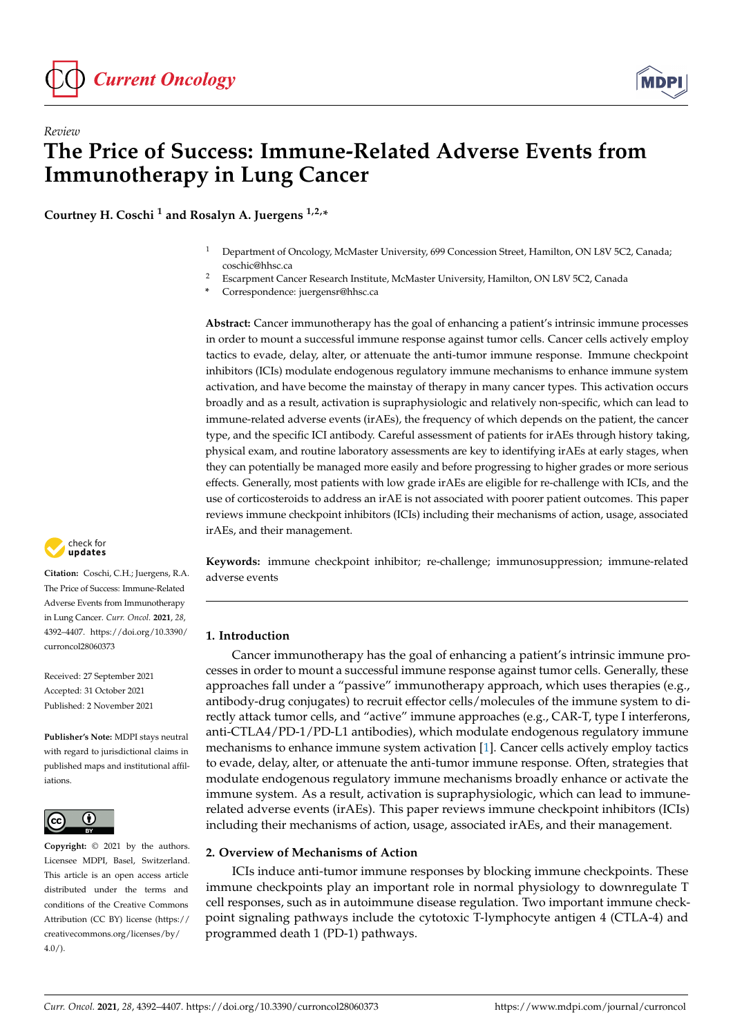*Review*

# The Price of Success: Immune-Related Adverse Events from Immunotherapy in Lung Cancer

**Courtney H. Coschi [1] and Rosalyn A. Juergens [1,2,*]**

[1] Department of Oncology, McMaster University, 699 Concession Street, Hamilton, ON L8V 5C2, Canada; coschic@hhsc.ca

[2] Escarpment Cancer Research Institute, McMaster University, Hamilton, ON L8V 5C2, Canada

[*] Correspondence: juergensr@hhsc.ca

**Abstract:** Cancer immunotherapy has the goal of enhancing a patient's intrinsic immune processes in order to mount a successful immune response against tumor cells. Cancer cells actively employ tactics to evade, delay, alter, or attenuate the anti-tumor immune response. Immune checkpoint inhibitors (ICIs) modulate endogenous regulatory immune mechanisms to enhance immune system activation, and have become the mainstay of therapy in many cancer types. This activation occurs broadly and as a result, activation is supraphysiologic and relatively non-specific, which can lead to immune-related adverse events (irAEs), the frequency of which depends on the patient, the cancer type, and the specific ICI antibody. Careful assessment of patients for irAEs through history taking, physical exam, and routine laboratory assessments are key to identifying irAEs at early stages, when they can potentially be managed more easily and before progressing to higher grades or more serious effects. Generally, most patients with low grade irAEs are eligible for re-challenge with ICIs, and the use of corticosteroids to address an irAE is not associated with poorer patient outcomes. This paper reviews immune checkpoint inhibitors (ICIs) including their mechanisms of action, usage, associated irAEs, and their management.

**Keywords:** immune checkpoint inhibitor; re-challenge; immunosuppression; immune-related adverse events

**Citation:** Coschi, C.H.; Juergens, R.A. The Price of Success: Immune-Related Adverse Events from Immunotherapy in Lung Cancer. *Curr. Oncol.* **2021**, *28*, 4392–4407. https://doi.org/10.3390/curroncol28060373

Received: 27 September 2021
Accepted: 31 October 2021
Published: 2 November 2021

**Publisher's Note:** MDPI stays neutral with regard to jurisdictional claims in published maps and institutional affiliations.

**Copyright:** © 2021 by the authors. Licensee MDPI, Basel, Switzerland. This article is an open access article distributed under the terms and conditions of the Creative Commons Attribution (CC BY) license (https://creativecommons.org/licenses/by/4.0/).

## 1. Introduction

Cancer immunotherapy has the goal of enhancing a patient's intrinsic immune processes in order to mount a successful immune response against tumor cells. Generally, these approaches fall under a "passive" immunotherapy approach, which uses therapies (e.g., antibody-drug conjugates) to recruit effector cells/molecules of the immune system to directly attack tumor cells, and "active" immune approaches (e.g., CAR-T, type I interferons, anti-CTLA4/PD-1/PD-L1 antibodies), which modulate endogenous regulatory immune mechanisms to enhance immune system activation [1]. Cancer cells actively employ tactics to evade, delay, alter, or attenuate the anti-tumor immune response. Often, strategies that modulate endogenous regulatory immune mechanisms broadly enhance or activate the immune system. As a result, activation is supraphysiologic, which can lead to immune-related adverse events (irAEs). This paper reviews immune checkpoint inhibitors (ICIs) including their mechanisms of action, usage, associated irAEs, and their management.

## 2. Overview of Mechanisms of Action

ICIs induce anti-tumor immune responses by blocking immune checkpoints. These immune checkpoints play an important role in normal physiology to downregulate T cell responses, such as in autoimmune disease regulation. Two important immune checkpoint signaling pathways include the cytotoxic T-lymphocyte antigen 4 (CTLA-4) and programmed death 1 (PD-1) pathways.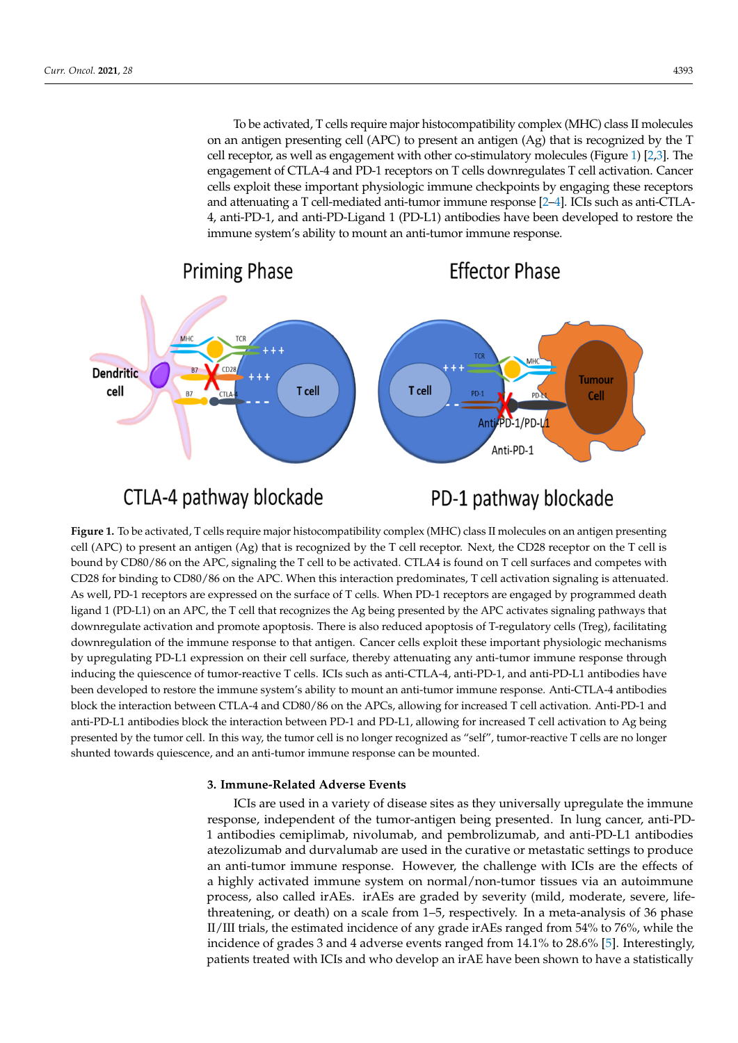To be activated, T cells require major histocompatibility complex (MHC) class II molecules on an antigen presenting cell (APC) to present an antigen (Ag) that is recognized by the T cell receptor, as well as engagement with other co-stimulatory molecules (Figure 1) [2,3]. The engagement of CTLA-4 and PD-1 receptors on T cells downregulates T cell activation. Cancer cells exploit these important physiologic immune checkpoints by engaging these receptors and attenuating a T cell-mediated anti-tumor immune response [2–4]. ICIs such as anti-CTLA-4, anti-PD-1, and anti-PD-Ligand 1 (PD-L1) antibodies have been developed to restore the immune system's ability to mount an anti-tumor immune response.

**Figure 1.** To be activated, T cells require major histocompatibility complex (MHC) class II molecules on an antigen presenting cell (APC) to present an antigen (Ag) that is recognized by the T cell receptor. Next, the CD28 receptor on the T cell is bound by CD80/86 on the APC, signaling the T cell to be activated. CTLA4 is found on T cell surfaces and competes with CD28 for binding to CD80/86 on the APC. When this interaction predominates, T cell activation signaling is attenuated. As well, PD-1 receptors are expressed on the surface of T cells. When PD-1 receptors are engaged by programmed death ligand 1 (PD-L1) on an APC, the T cell that recognizes the Ag being presented by the APC activates signaling pathways that downregulate activation and promote apoptosis. There is also reduced apoptosis of T-regulatory cells (Treg), facilitating downregulation of the immune response to that antigen. Cancer cells exploit these important physiologic mechanisms by upregulating PD-L1 expression on their cell surface, thereby attenuating any anti-tumor immune response through inducing the quiescence of tumor-reactive T cells. ICIs such as anti-CTLA-4, anti-PD-1, and anti-PD-L1 antibodies have been developed to restore the immune system's ability to mount an anti-tumor immune response. Anti-CTLA-4 antibodies block the interaction between CTLA-4 and CD80/86 on the APCs, allowing for increased T cell activation. Anti-PD-1 and anti-PD-L1 antibodies block the interaction between PD-1 and PD-L1, allowing for increased T cell activation to Ag being presented by the tumor cell. In this way, the tumor cell is no longer recognized as "self", tumor-reactive T cells are no longer shunted towards quiescence, and an anti-tumor immune response can be mounted.

### 3. Immune-Related Adverse Events

ICIs are used in a variety of disease sites as they universally upregulate the immune response, independent of the tumor-antigen being presented. In lung cancer, anti-PD-1 antibodies cemiplimab, nivolumab, and pembrolizumab, and anti-PD-L1 antibodies atezolizumab and durvalumab are used in the curative or metastatic settings to produce an anti-tumor immune response. However, the challenge with ICIs are the effects of a highly activated immune system on normal/non-tumor tissues via an autoimmune process, also called irAEs. irAEs are graded by severity (mild, moderate, severe, life-threatening, or death) on a scale from 1–5, respectively. In a meta-analysis of 36 phase II/III trials, the estimated incidence of any grade irAEs ranged from 54% to 76%, while the incidence of grades 3 and 4 adverse events ranged from 14.1% to 28.6% [5]. Interestingly, patients treated with ICIs and who develop an irAE have been shown to have a statistically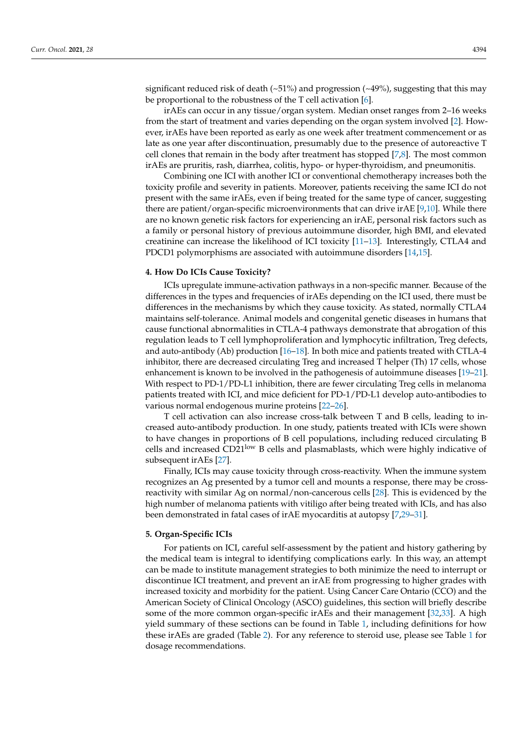significant reduced risk of death (~51%) and progression (~49%), suggesting that this may be proportional to the robustness of the T cell activation [6].

irAEs can occur in any tissue/organ system. Median onset ranges from 2–16 weeks from the start of treatment and varies depending on the organ system involved [2]. However, irAEs have been reported as early as one week after treatment commencement or as late as one year after discontinuation, presumably due to the presence of autoreactive T cell clones that remain in the body after treatment has stopped [7,8]. The most common irAEs are pruritis, rash, diarrhea, colitis, hypo- or hyper-thyroidism, and pneumonitis.

Combining one ICI with another ICI or conventional chemotherapy increases both the toxicity profile and severity in patients. Moreover, patients receiving the same ICI do not present with the same irAEs, even if being treated for the same type of cancer, suggesting there are patient/organ-specific microenvironments that can drive irAE [9,10]. While there are no known genetic risk factors for experiencing an irAE, personal risk factors such as a family or personal history of previous autoimmune disorder, high BMI, and elevated creatinine can increase the likelihood of ICI toxicity [11–13]. Interestingly, CTLA4 and PDCD1 polymorphisms are associated with autoimmune disorders [14,15].

## 4. How Do ICIs Cause Toxicity?

ICIs upregulate immune-activation pathways in a non-specific manner. Because of the differences in the types and frequencies of irAEs depending on the ICI used, there must be differences in the mechanisms by which they cause toxicity. As stated, normally CTLA4 maintains self-tolerance. Animal models and congenital genetic diseases in humans that cause functional abnormalities in CTLA-4 pathways demonstrate that abrogation of this regulation leads to T cell lymphoproliferation and lymphocytic infiltration, Treg defects, and auto-antibody (Ab) production [16–18]. In both mice and patients treated with CTLA-4 inhibitor, there are decreased circulating Treg and increased T helper (Th) 17 cells, whose enhancement is known to be involved in the pathogenesis of autoimmune diseases [19–21]. With respect to PD-1/PD-L1 inhibition, there are fewer circulating Treg cells in melanoma patients treated with ICI, and mice deficient for PD-1/PD-L1 develop auto-antibodies to various normal endogenous murine proteins [22–26].

T cell activation can also increase cross-talk between T and B cells, leading to increased auto-antibody production. In one study, patients treated with ICIs were shown to have changes in proportions of B cell populations, including reduced circulating B cells and increased $CD21^{low}$ B cells and plasmablasts, which were highly indicative of subsequent irAEs [27].

Finally, ICIs may cause toxicity through cross-reactivity. When the immune system recognizes an Ag presented by a tumor cell and mounts a response, there may be cross-reactivity with similar Ag on normal/non-cancerous cells [28]. This is evidenced by the high number of melanoma patients with vitiligo after being treated with ICIs, and has also been demonstrated in fatal cases of irAE myocarditis at autopsy [7,29–31].

## 5. Organ-Specific ICIs

For patients on ICI, careful self-assessment by the patient and history gathering by the medical team is integral to identifying complications early. In this way, an attempt can be made to institute management strategies to both minimize the need to interrupt or discontinue ICI treatment, and prevent an irAE from progressing to higher grades with increased toxicity and morbidity for the patient. Using Cancer Care Ontario (CCO) and the American Society of Clinical Oncology (ASCO) guidelines, this section will briefly describe some of the more common organ-specific irAEs and their management [32,33]. A high yield summary of these sections can be found in Table 1, including definitions for how these irAEs are graded (Table 2). For any reference to steroid use, please see Table 1 for dosage recommendations.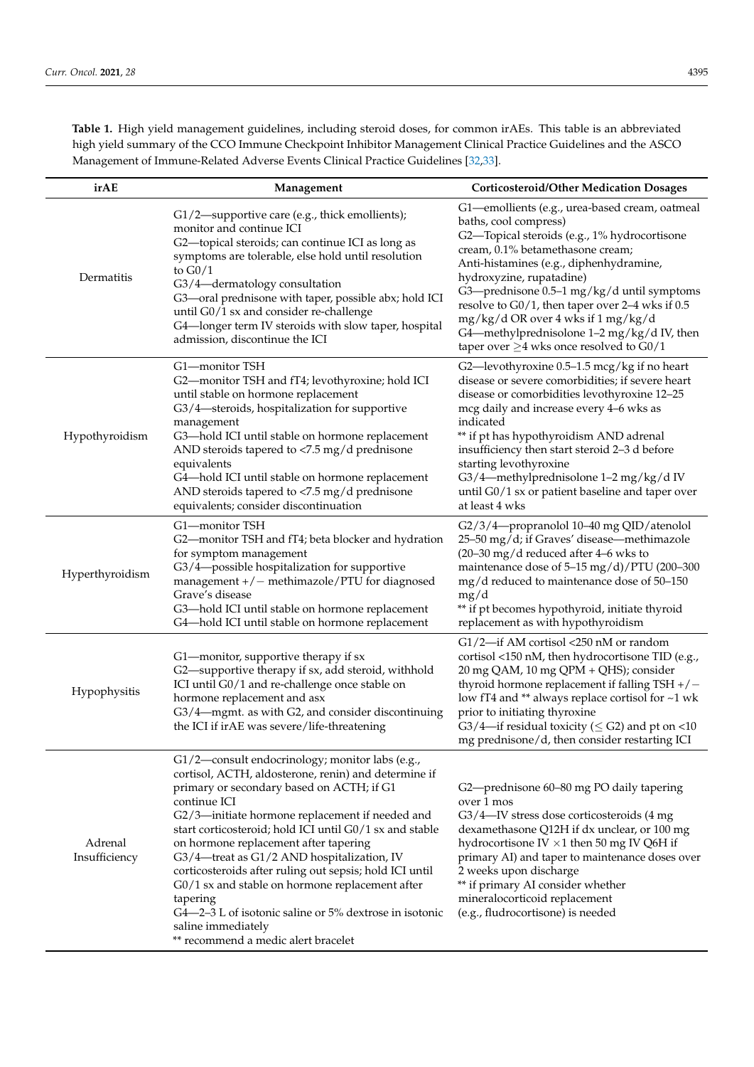**Table 1.** High yield management guidelines, including steroid doses, for common irAEs. This table is an abbreviated high yield summary of the CCO Immune Checkpoint Inhibitor Management Clinical Practice Guidelines and the ASCO Management of Immune-Related Adverse Events Clinical Practice Guidelines [32,33].

| irAE | Management | Corticosteroid/Other Medication Dosages |
| --- | --- | --- |
| Dermatitis | G1/2—supportive care (e.g., thick emollients); monitor and continue ICI<br>G2—topical steroids; can continue ICI as long as symptoms are tolerable, else hold until resolution to G0/1<br>G3/4—dermatology consultation<br>G3—oral prednisone with taper, possible abx; hold ICI until G0/1 sx and consider re-challenge<br>G4—longer term IV steroids with slow taper, hospital admission, discontinue the ICI | G1—emollients (e.g., urea-based cream, oatmeal baths, cool compress)<br>G2—Topical steroids (e.g., 1% hydrocortisone cream, 0.1% betamethasone cream; Anti-histamines (e.g., diphenhydramine, hydroxyzine, rupatadine)<br>G3—prednisone 0.5–1 mg/kg/d until symptoms resolve to G0/1, then taper over 2–4 wks if 0.5 mg/kg/d OR over 4 wks if 1 mg/kg/d<br>G4—methylprednisolone 1–2 mg/kg/d IV, then taper over ≥4 wks once resolved to G0/1 |
| Hypothyroidism | G1—monitor TSH<br>G2—monitor TSH and fT4; levothyroxine; hold ICI until stable on hormone replacement<br>G3/4—steroids, hospitalization for supportive management<br>G3—hold ICI until stable on hormone replacement AND steroids tapered to <7.5 mg/d prednisone equivalents<br>G4—hold ICI until stable on hormone replacement AND steroids tapered to <7.5 mg/d prednisone equivalents; consider discontinuation | G2—levothyroxine 0.5–1.5 mcg/kg if no heart disease or severe comorbidities; if severe heart disease or comorbidities levothyroxine 12–25 mcg daily and increase every 4–6 wks as indicated<br>** if pt has hypothyroidism AND adrenal insufficiency then start steroid 2–3 d before starting levothyroxine<br>G3/4—methylprednisolone 1–2 mg/kg/d IV until G0/1 sx or patient baseline and taper over at least 4 wks |
| Hyperthyroidism | G1—monitor TSH<br>G2—monitor TSH and fT4; beta blocker and hydration for symptom management<br>G3/4—possible hospitalization for supportive management +/− methimazole/PTU for diagnosed Grave's disease<br>G3—hold ICI until stable on hormone replacement<br>G4—hold ICI until stable on hormone replacement | G2/3/4—propranolol 10–40 mg QID/atenolol 25–50 mg/d; if Graves' disease—methimazole (20–30 mg/d reduced after 4–6 wks to maintenance dose of 5–15 mg/d)/PTU (200–300 mg/d reduced to maintenance dose of 50–150 mg/d<br>** if pt becomes hypothyroid, initiate thyroid replacement as with hypothyroidism |
| Hypophysitis | G1—monitor, supportive therapy if sx<br>G2—supportive therapy if sx, add steroid, withhold ICI until G0/1 and re-challenge once stable on hormone replacement and asx<br>G3/4—mgmt. as with G2, and consider discontinuing the ICI if irAE was severe/life-threatening | G1/2—if AM cortisol <250 nM or random cortisol <150 nM, then hydrocortisone TID (e.g., 20 mg QAM, 10 mg QPM + QHS); consider thyroid hormone replacement if falling TSH +/− low fT4 and ** always replace cortisol for ~1 wk prior to initiating thyroxine<br>G3/4—if residual toxicity (≤ G2) and pt on <10 mg prednisone/d, then consider restarting ICI |
| Adrenal Insufficiency | G1/2—consult endocrinology; monitor labs (e.g., cortisol, ACTH, aldosterone, renin) and determine if primary or secondary based on ACTH; if G1 continue ICI<br>G2/3—initiate hormone replacement if needed and start corticosteroid; hold ICI until G0/1 sx and stable on hormone replacement after tapering<br>G3/4—treat as G1/2 AND hospitalization, IV corticosteroids after ruling out sepsis; hold ICI until G0/1 sx and stable on hormone replacement after tapering<br>G4—2–3 L of isotonic saline or 5% dextrose in isotonic saline immediately<br>** recommend a medic alert bracelet | G2—prednisone 60–80 mg PO daily tapering over 1 mos<br>G3/4—IV stress dose corticosteroids (4 mg dexamethasone Q12H if dx unclear, or 100 mg hydrocortisone IV ×1 then 50 mg IV Q6H if primary AI) and taper to maintenance doses over 2 weeks upon discharge<br>** if primary AI consider whether mineralocorticoid replacement (e.g., fludrocortisone) is needed |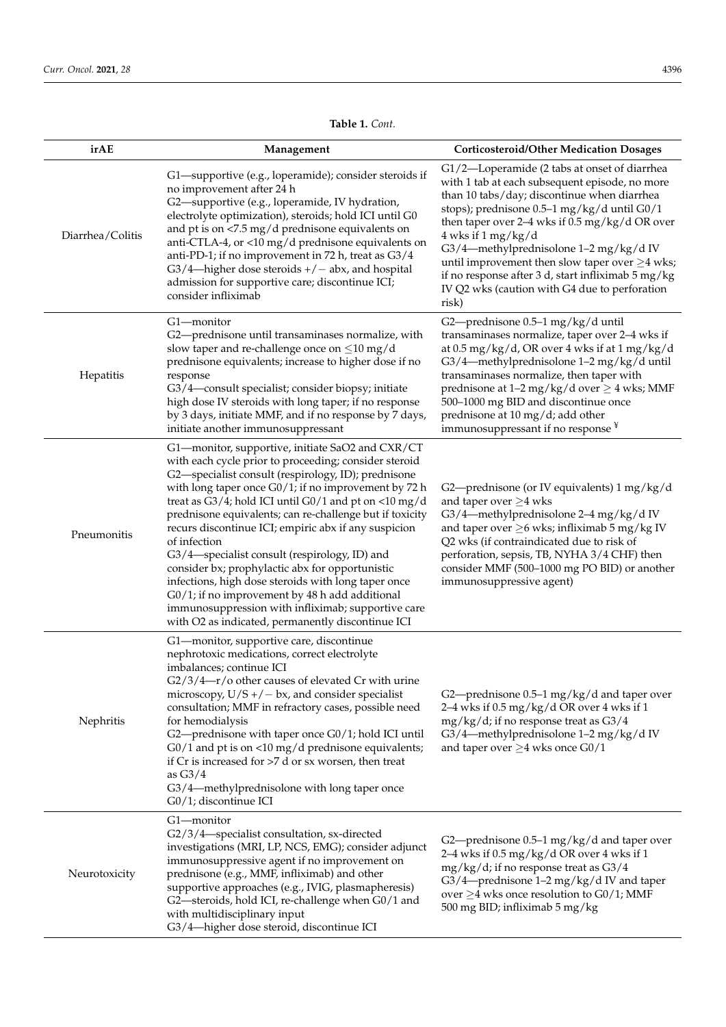**Table 1.** *Cont.*

| irAE | Management | Corticosteroid/Other Medication Dosages |
|---|---|---|
| Diarrhea/Colitis | G1—supportive (e.g., loperamide); consider steroids if no improvement after 24 h<br>G2—supportive (e.g., loperamide, IV hydration, electrolyte optimization), steroids; hold ICI until G0 and pt is on <7.5 mg/d prednisone equivalents on anti-CTLA-4, or <10 mg/d prednisone equivalents on anti-PD-1; if no improvement in 72 h, treat as G3/4<br>G3/4—higher dose steroids +/− abx, and hospital admission for supportive care; discontinue ICI; consider infliximab | G1/2—Loperamide (2 tabs at onset of diarrhea with 1 tab at each subsequent episode, no more than 10 tabs/day; discontinue when diarrhea stops); prednisone 0.5–1 mg/kg/d until G0/1 then taper over 2–4 wks if 0.5 mg/kg/d OR over 4 wks if 1 mg/kg/d<br>G3/4—methylprednisolone 1–2 mg/kg/d IV until improvement then slow taper over ≥4 wks; if no response after 3 d, start infliximab 5 mg/kg IV Q2 wks (caution with G4 due to perforation risk) |
| Hepatitis | G1—monitor<br>G2—prednisone until transaminases normalize, with slow taper and re-challenge once on ≤10 mg/d prednisone equivalents; increase to higher dose if no response<br>G3/4—consult specialist; consider biopsy; initiate high dose IV steroids with long taper; if no response by 3 days, initiate MMF, and if no response by 7 days, initiate another immunosuppressant | G2—prednisone 0.5–1 mg/kg/d until transaminases normalize, taper over 2–4 wks if at 0.5 mg/kg/d, OR over 4 wks if at 1 mg/kg/d<br>G3/4—methylprednisolone 1–2 mg/kg/d until transaminases normalize, then taper with prednisone at 1–2 mg/kg/d over ≥ 4 wks; MMF 500–1000 mg BID and discontinue once prednisone at 10 mg/d; add other immunosuppressant if no response ¥ |
| Pneumonitis | G1—monitor, supportive, initiate SaO2 and CXR/CT with each cycle prior to proceeding; consider steroid<br>G2—specialist consult (respirology, ID); prednisone with long taper once G0/1; if no improvement by 72 h treat as G3/4; hold ICI until G0/1 and pt on <10 mg/d prednisone equivalents; can re-challenge but if toxicity recurs discontinue ICI; empiric abx if any suspicion of infection<br>G3/4—specialist consult (respirology, ID) and consider bx; prophylactic abx for opportunistic infections, high dose steroids with long taper once G0/1; if no improvement by 48 h add additional immunosuppression with infliximab; supportive care with O2 as indicated, permanently discontinue ICI | G2—prednisone (or IV equivalents) 1 mg/kg/d and taper over ≥4 wks<br>G3/4—methylprednisolone 2–4 mg/kg/d IV and taper over ≥6 wks; infliximab 5 mg/kg IV Q2 wks (if contraindicated due to risk of perforation, sepsis, TB, NYHA 3/4 CHF) then consider MMF (500–1000 mg PO BID) or another immunosuppressive agent) |
| Nephritis | G1—monitor, supportive care, discontinue nephrotoxic medications, correct electrolyte imbalances; continue ICI<br>G2/3/4—r/o other causes of elevated Cr with urine microscopy, U/S +/− bx, and consider specialist consultation; MMF in refractory cases, possible need for hemodialysis<br>G2—prednisone with taper once G0/1; hold ICI until G0/1 and pt is on <10 mg/d prednisone equivalents; if Cr is increased for >7 d or sx worsen, then treat as G3/4<br>G3/4—methylprednisolone with long taper once G0/1; discontinue ICI | G2—prednisone 0.5–1 mg/kg/d and taper over 2–4 wks if 0.5 mg/kg/d OR over 4 wks if 1 mg/kg/d; if no response treat as G3/4<br>G3/4—methylprednisolone 1–2 mg/kg/d IV and taper over ≥4 wks once G0/1 |
| Neurotoxicity | G1—monitor<br>G2/3/4—specialist consultation, sx-directed investigations (MRI, LP, NCS, EMG); consider adjunct immunosuppressive agent if no improvement on prednisone (e.g., MMF, infliximab) and other supportive approaches (e.g., IVIG, plasmapheresis)<br>G2—steroids, hold ICI, re-challenge when G0/1 and with multidisciplinary input<br>G3/4—higher dose steroid, discontinue ICI | G2—prednisone 0.5–1 mg/kg/d and taper over 2–4 wks if 0.5 mg/kg/d OR over 4 wks if 1 mg/kg/d; if no response treat as G3/4<br>G3/4—prednisone 1–2 mg/kg/d IV and taper over ≥4 wks once resolution to G0/1; MMF 500 mg BID; infliximab 5 mg/kg |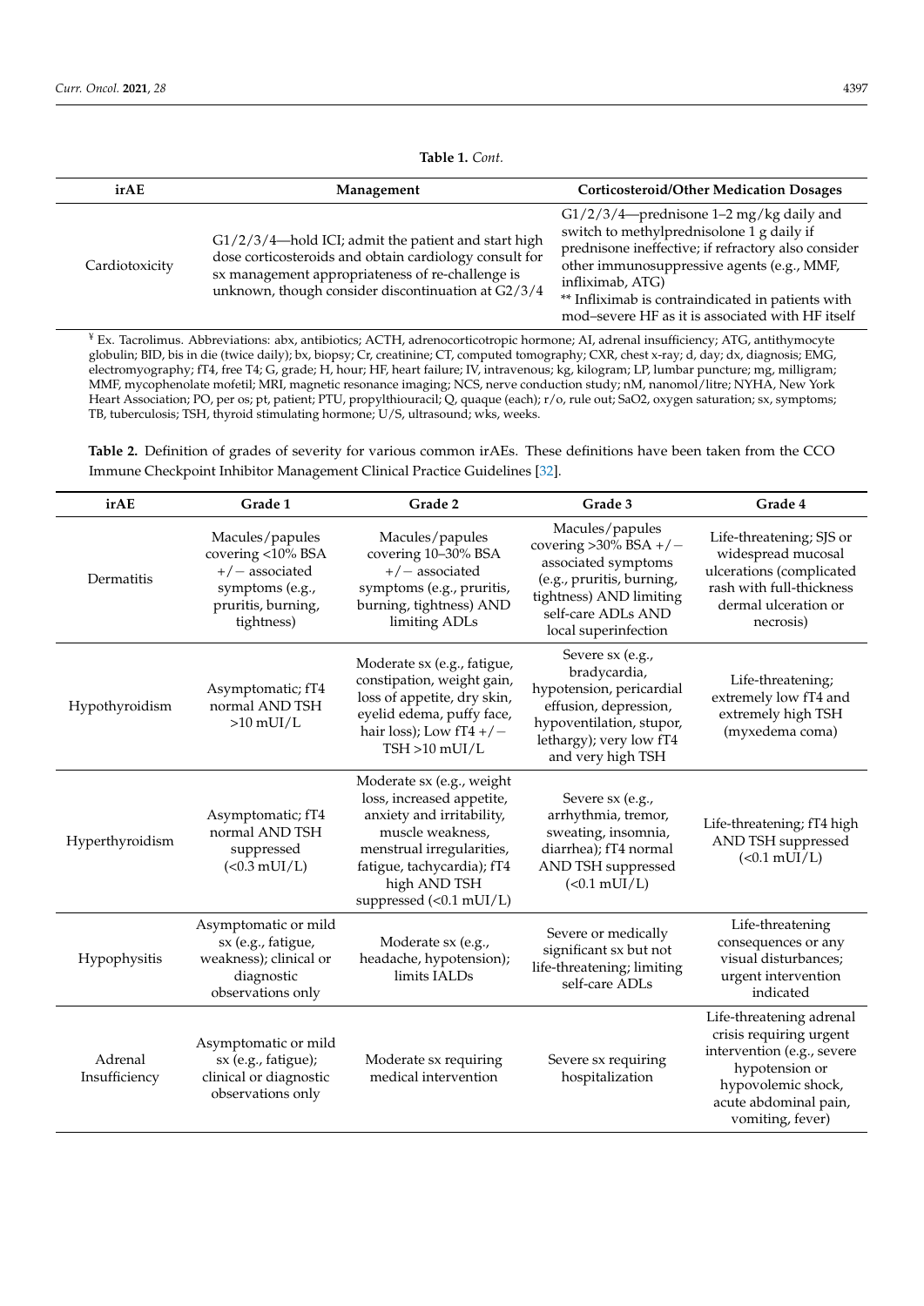**Table 1.** *Cont.*

| irAE | Management | Corticosteroid/Other Medication Dosages |
|---|---|---|
| Cardiotoxicity | G1/2/3/4—hold ICI; admit the patient and start high dose corticosteroids and obtain cardiology consult for sx management appropriateness of re-challenge is unknown, though consider discontinuation at G2/3/4 | G1/2/3/4—prednisone 1–2 mg/kg daily and switch to methylprednisolone 1 g daily if prednisone ineffective; if refractory also consider other immunosuppressive agents (e.g., MMF, infliximab, ATG)<br>** Infliximab is contraindicated in patients with mod–severe HF as it is associated with HF itself |

¥ Ex. Tacrolimus. Abbreviations: abx, antibiotics; ACTH, adrenocorticotropic hormone; AI, adrenal insufficiency; ATG, antithymocyte globulin; BID, bis in die (twice daily); bx, biopsy; Cr, creatinine; CT, computed tomography; CXR, chest x-ray; d, day; dx, diagnosis; EMG, electromyography; fT4, free T4; G, grade; H, hour; HF, heart failure; IV, intravenous; kg, kilogram; LP, lumbar puncture; mg, milligram; MMF, mycophenolate mofetil; MRI, magnetic resonance imaging; NCS, nerve conduction study; nM, nanomol/litre; NYHA, New York Heart Association; PO, per os; pt, patient; PTU, propylthiouracil; Q, quaque (each); r/o, rule out; SaO2, oxygen saturation; sx, symptoms; TB, tuberculosis; TSH, thyroid stimulating hormone; U/S, ultrasound; wks, weeks.

**Table 2.** Definition of grades of severity for various common irAEs. These definitions have been taken from the CCO Immune Checkpoint Inhibitor Management Clinical Practice Guidelines [32].

| irAE | Grade 1 | Grade 2 | Grade 3 | Grade 4 |
|---|---|---|---|---|
| Dermatitis | Macules/papules covering <10% BSA +/− associated symptoms (e.g., pruritis, burning, tightness) | Macules/papules covering 10–30% BSA +/− associated symptoms (e.g., pruritis, burning, tightness) AND limiting ADLs | Macules/papules covering >30% BSA +/− associated symptoms (e.g., pruritis, burning, tightness) AND limiting self-care ADLs AND local superinfection | Life-threatening; SJS or widespread mucosal ulcerations (complicated rash with full-thickness dermal ulceration or necrosis) |
| Hypothyroidism | Asymptomatic; fT4 normal AND TSH >10 mUI/L | Moderate sx (e.g., fatigue, constipation, weight gain, loss of appetite, dry skin, eyelid edema, puffy face, hair loss); Low fT4 +/− TSH >10 mUI/L | Severe sx (e.g., bradycardia, hypotension, pericardial effusion, depression, hypoventilation, stupor, lethargy); very low fT4 and very high TSH | Life-threatening; extremely low fT4 and extremely high TSH (myxedema coma) |
| Hyperthyroidism | Asymptomatic; fT4 normal AND TSH suppressed (<0.3 mUI/L) | Moderate sx (e.g., weight loss, increased appetite, anxiety and irritability, muscle weakness, menstrual irregularities, fatigue, tachycardia); fT4 high AND TSH suppressed (<0.1 mUI/L) | Severe sx (e.g., arrhythmia, tremor, sweating, insomnia, diarrhea); fT4 normal AND TSH suppressed (<0.1 mUI/L) | Life-threatening; fT4 high AND TSH suppressed (<0.1 mUI/L) |
| Hypophysitis | Asymptomatic or mild sx (e.g., fatigue, weakness); clinical or diagnostic observations only | Moderate sx (e.g., headache, hypotension); limits IALDs | Severe or medically significant sx but not life-threatening; limiting self-care ADLs | Life-threatening consequences or any visual disturbances; urgent intervention indicated |
| Adrenal Insufficiency | Asymptomatic or mild sx (e.g., fatigue); clinical or diagnostic observations only | Moderate sx requiring medical intervention | Severe sx requiring hospitalization | Life-threatening adrenal crisis requiring urgent intervention (e.g., severe hypotension or hypovolemic shock, acute abdominal pain, vomiting, fever) |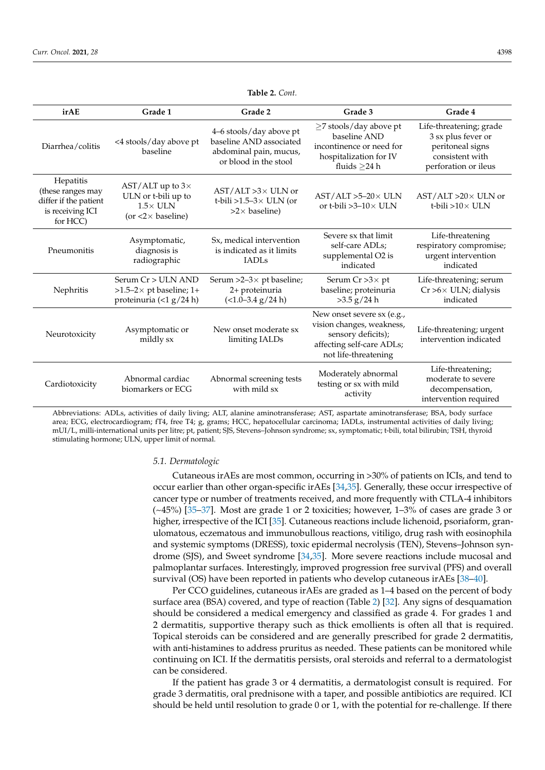**Table 2.** *Cont.*

| irAE | Grade 1 | Grade 2 | Grade 3 | Grade 4 |
|---|---|---|---|---|
| Diarrhea/colitis | <4 stools/day above pt baseline | 4–6 stools/day above pt baseline AND associated abdominal pain, mucus, or blood in the stool | ≥7 stools/day above pt baseline AND incontinence or need for hospitalization for IV fluids ≥24 h | Life-threatening; grade 3 sx plus fever or peritoneal signs consistent with perforation or ileus |
| Hepatitis (these ranges may differ if the patient is receiving ICI for HCC) | AST/ALT up to 3× ULN or t-bili up to 1.5× ULN (or <2× baseline) | AST/ALT >3× ULN or t-bili >1.5–3× ULN (or >2× baseline) | AST/ALT >5–20× ULN or t-bili >3–10× ULN | AST/ALT >20× ULN or t-bili >10× ULN |
| Pneumonitis | Asymptomatic, diagnosis is radiographic | Sx, medical intervention is indicated as it limits IADLs | Severe sx that limit self-care ADLs; supplemental O2 is indicated | Life-threatening respiratory compromise; urgent intervention indicated |
| Nephritis | Serum Cr > ULN AND >1.5–2× pt baseline; 1+ proteinuria (<1 g/24 h) | Serum >2–3× pt baseline; 2+ proteinuria (<1.0–3.4 g/24 h) | Serum Cr >3× pt baseline; proteinuria >3.5 g/24 h | Life-threatening; serum Cr >6× ULN; dialysis indicated |
| Neurotoxicity | Asymptomatic or mildly sx | New onset moderate sx limiting IALDs | New onset severe sx (e.g., vision changes, weakness, sensory deficits); affecting self-care ADLs; not life-threatening | Life-threatening; urgent intervention indicated |
| Cardiotoxicity | Abnormal cardiac biomarkers or ECG | Abnormal screening tests with mild sx | Moderately abnormal testing or sx with mild activity | Life-threatening; moderate to severe decompensation, intervention required |

Abbreviations: ADLs, activities of daily living; ALT, alanine aminotransferase; AST, aspartate aminotransferase; BSA, body surface area; ECG, electrocardiogram; fT4, free T4; g, grams; HCC, hepatocellular carcinoma; IADLs, instrumental activities of daily living; mUI/L, milli-international units per litre; pt, patient; SJS, Stevens–Johnson syndrome; sx, symptomatic; t-bili, total bilirubin; TSH, thyroid stimulating hormone; ULN, upper limit of normal.

### 5.1. Dermatologic

Cutaneous irAEs are most common, occurring in >30% of patients on ICIs, and tend to occur earlier than other organ-specific irAEs [34,35]. Generally, these occur irrespective of cancer type or number of treatments received, and more frequently with CTLA-4 inhibitors (~45%) [35–37]. Most are grade 1 or 2 toxicities; however, 1–3% of cases are grade 3 or higher, irrespective of the ICI [35]. Cutaneous reactions include lichenoid, psoriaform, granulomatous, eczematous and immunobullous reactions, vitiligo, drug rash with eosinophila and systemic symptoms (DRESS), toxic epidermal necrolysis (TEN), Stevens–Johnson syndrome (SJS), and Sweet syndrome [34,35]. More severe reactions include mucosal and palmoplantar surfaces. Interestingly, improved progression free survival (PFS) and overall survival (OS) have been reported in patients who develop cutaneous irAEs [38–40].

Per CCO guidelines, cutaneous irAEs are graded as 1–4 based on the percent of body surface area (BSA) covered, and type of reaction (Table 2) [32]. Any signs of desquamation should be considered a medical emergency and classified as grade 4. For grades 1 and 2 dermatitis, supportive therapy such as thick emollients is often all that is required. Topical steroids can be considered and are generally prescribed for grade 2 dermatitis, with anti-histamines to address pruritus as needed. These patients can be monitored while continuing on ICI. If the dermatitis persists, oral steroids and referral to a dermatologist can be considered.

If the patient has grade 3 or 4 dermatitis, a dermatologist consult is required. For grade 3 dermatitis, oral prednisone with a taper, and possible antibiotics are required. ICI should be held until resolution to grade 0 or 1, with the potential for re-challenge. If there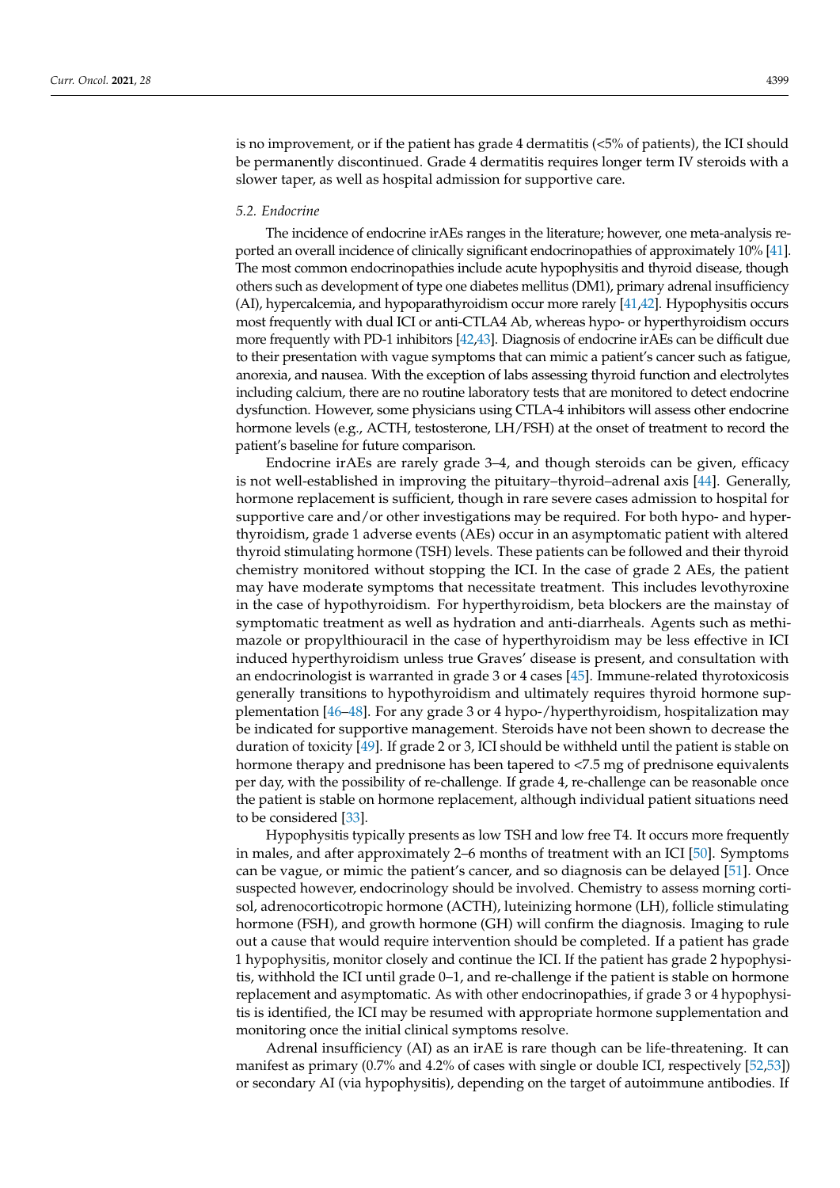is no improvement, or if the patient has grade 4 dermatitis (<5% of patients), the ICI should be permanently discontinued. Grade 4 dermatitis requires longer term IV steroids with a slower taper, as well as hospital admission for supportive care.

### *5.2. Endocrine*

The incidence of endocrine irAEs ranges in the literature; however, one meta-analysis reported an overall incidence of clinically significant endocrinopathies of approximately 10% [41]. The most common endocrinopathies include acute hypophysitis and thyroid disease, though others such as development of type one diabetes mellitus (DM1), primary adrenal insufficiency (AI), hypercalcemia, and hypoparathyroidism occur more rarely [41,42]. Hypophysitis occurs most frequently with dual ICI or anti-CTLA4 Ab, whereas hypo- or hyperthyroidism occurs more frequently with PD-1 inhibitors [42,43]. Diagnosis of endocrine irAEs can be difficult due to their presentation with vague symptoms that can mimic a patient's cancer such as fatigue, anorexia, and nausea. With the exception of labs assessing thyroid function and electrolytes including calcium, there are no routine laboratory tests that are monitored to detect endocrine dysfunction. However, some physicians using CTLA-4 inhibitors will assess other endocrine hormone levels (e.g., ACTH, testosterone, LH/FSH) at the onset of treatment to record the patient's baseline for future comparison.

Endocrine irAEs are rarely grade 3–4, and though steroids can be given, efficacy is not well-established in improving the pituitary–thyroid–adrenal axis [44]. Generally, hormone replacement is sufficient, though in rare severe cases admission to hospital for supportive care and/or other investigations may be required. For both hypo- and hyperthyroidism, grade 1 adverse events (AEs) occur in an asymptomatic patient with altered thyroid stimulating hormone (TSH) levels. These patients can be followed and their thyroid chemistry monitored without stopping the ICI. In the case of grade 2 AEs, the patient may have moderate symptoms that necessitate treatment. This includes levothyroxine in the case of hypothyroidism. For hyperthyroidism, beta blockers are the mainstay of symptomatic treatment as well as hydration and anti-diarrheals. Agents such as methimazole or propylthiouracil in the case of hyperthyroidism may be less effective in ICI induced hyperthyroidism unless true Graves' disease is present, and consultation with an endocrinologist is warranted in grade 3 or 4 cases [45]. Immune-related thyrotoxicosis generally transitions to hypothyroidism and ultimately requires thyroid hormone supplementation [46–48]. For any grade 3 or 4 hypo-/hyperthyroidism, hospitalization may be indicated for supportive management. Steroids have not been shown to decrease the duration of toxicity [49]. If grade 2 or 3, ICI should be withheld until the patient is stable on hormone therapy and prednisone has been tapered to <7.5 mg of prednisone equivalents per day, with the possibility of re-challenge. If grade 4, re-challenge can be reasonable once the patient is stable on hormone replacement, although individual patient situations need to be considered [33].

Hypophysitis typically presents as low TSH and low free T4. It occurs more frequently in males, and after approximately 2–6 months of treatment with an ICI [50]. Symptoms can be vague, or mimic the patient's cancer, and so diagnosis can be delayed [51]. Once suspected however, endocrinology should be involved. Chemistry to assess morning cortisol, adrenocorticotropic hormone (ACTH), luteinizing hormone (LH), follicle stimulating hormone (FSH), and growth hormone (GH) will confirm the diagnosis. Imaging to rule out a cause that would require intervention should be completed. If a patient has grade 1 hypophysitis, monitor closely and continue the ICI. If the patient has grade 2 hypophysitis, withhold the ICI until grade 0–1, and re-challenge if the patient is stable on hormone replacement and asymptomatic. As with other endocrinopathies, if grade 3 or 4 hypophysitis is identified, the ICI may be resumed with appropriate hormone supplementation and monitoring once the initial clinical symptoms resolve.

Adrenal insufficiency (AI) as an irAE is rare though can be life-threatening. It can manifest as primary (0.7% and 4.2% of cases with single or double ICI, respectively [52,53]) or secondary AI (via hypophysitis), depending on the target of autoimmune antibodies. If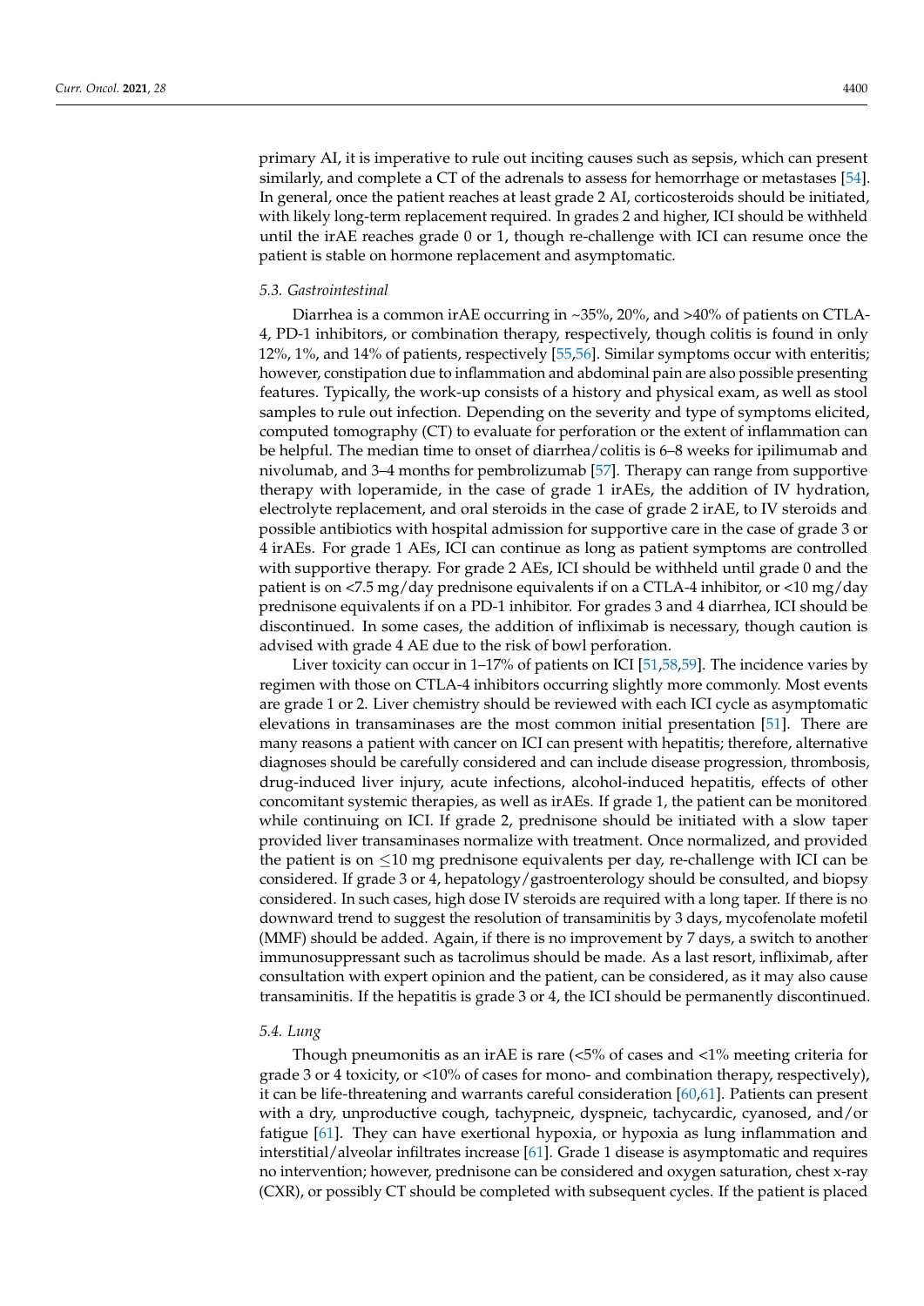primary AI, it is imperative to rule out inciting causes such as sepsis, which can present similarly, and complete a CT of the adrenals to assess for hemorrhage or metastases [54]. In general, once the patient reaches at least grade 2 AI, corticosteroids should be initiated, with likely long-term replacement required. In grades 2 and higher, ICI should be withheld until the irAE reaches grade 0 or 1, though re-challenge with ICI can resume once the patient is stable on hormone replacement and asymptomatic.

### 5.3. Gastrointestinal

Diarrhea is a common irAE occurring in ~35%, 20%, and >40% of patients on CTLA-4, PD-1 inhibitors, or combination therapy, respectively, though colitis is found in only 12%, 1%, and 14% of patients, respectively [55,56]. Similar symptoms occur with enteritis; however, constipation due to inflammation and abdominal pain are also possible presenting features. Typically, the work-up consists of a history and physical exam, as well as stool samples to rule out infection. Depending on the severity and type of symptoms elicited, computed tomography (CT) to evaluate for perforation or the extent of inflammation can be helpful. The median time to onset of diarrhea/colitis is 6–8 weeks for ipilimumab and nivolumab, and 3–4 months for pembrolizumab [57]. Therapy can range from supportive therapy with loperamide, in the case of grade 1 irAEs, the addition of IV hydration, electrolyte replacement, and oral steroids in the case of grade 2 irAE, to IV steroids and possible antibiotics with hospital admission for supportive care in the case of grade 3 or 4 irAEs. For grade 1 AEs, ICI can continue as long as patient symptoms are controlled with supportive therapy. For grade 2 AEs, ICI should be withheld until grade 0 and the patient is on <7.5 mg/day prednisone equivalents if on a CTLA-4 inhibitor, or <10 mg/day prednisone equivalents if on a PD-1 inhibitor. For grades 3 and 4 diarrhea, ICI should be discontinued. In some cases, the addition of infliximab is necessary, though caution is advised with grade 4 AE due to the risk of bowel perforation.

Liver toxicity can occur in 1–17% of patients on ICI [51,58,59]. The incidence varies by regimen with those on CTLA-4 inhibitors occurring slightly more commonly. Most events are grade 1 or 2. Liver chemistry should be reviewed with each ICI cycle as asymptomatic elevations in transaminases are the most common initial presentation [51]. There are many reasons a patient with cancer on ICI can present with hepatitis; therefore, alternative diagnoses should be carefully considered and can include disease progression, thrombosis, drug-induced liver injury, acute infections, alcohol-induced hepatitis, effects of other concomitant systemic therapies, as well as irAEs. If grade 1, the patient can be monitored while continuing on ICI. If grade 2, prednisone should be initiated with a slow taper provided liver transaminases normalize with treatment. Once normalized, and provided the patient is on ≤10 mg prednisone equivalents per day, re-challenge with ICI can be considered. If grade 3 or 4, hepatology/gastroenterology should be consulted, and biopsy considered. In such cases, high dose IV steroids are required with a long taper. If there is no downward trend to suggest the resolution of transaminitis by 3 days, mycofenolate mofetil (MMF) should be added. Again, if there is no improvement by 7 days, a switch to another immunosuppressant such as tacrolimus should be made. As a last resort, infliximab, after consultation with expert opinion and the patient, can be considered, as it may also cause transaminitis. If the hepatitis is grade 3 or 4, the ICI should be permanently discontinued.

### 5.4. Lung

Though pneumonitis as an irAE is rare (<5% of cases and <1% meeting criteria for grade 3 or 4 toxicity, or <10% of cases for mono- and combination therapy, respectively), it can be life-threatening and warrants careful consideration [60,61]. Patients can present with a dry, unproductive cough, tachypneic, dyspneic, tachycardic, cyanosed, and/or fatigue [61]. They can have exertional hypoxia, or hypoxia as lung inflammation and interstitial/alveolar infiltrates increase [61]. Grade 1 disease is asymptomatic and requires no intervention; however, prednisone can be considered and oxygen saturation, chest x-ray (CXR), or possibly CT should be completed with subsequent cycles. If the patient is placed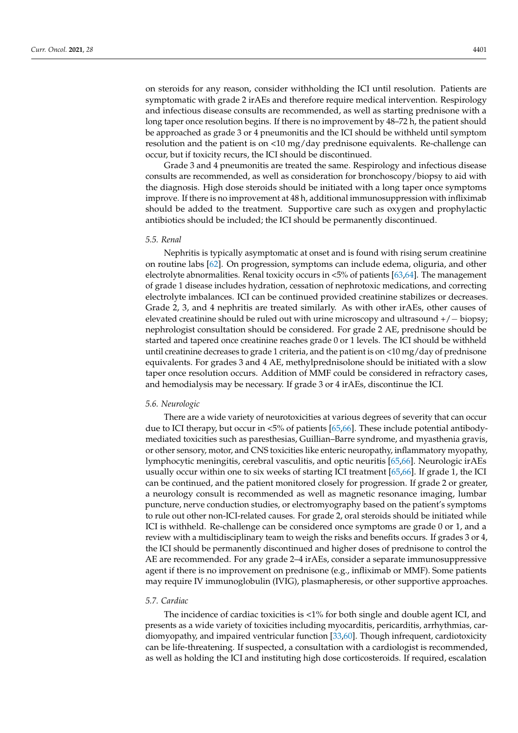on steroids for any reason, consider withholding the ICI until resolution. Patients are symptomatic with grade 2 irAEs and therefore require medical intervention. Respirology and infectious disease consults are recommended, as well as starting prednisone with a long taper once resolution begins. If there is no improvement by 48–72 h, the patient should be approached as grade 3 or 4 pneumonitis and the ICI should be withheld until symptom resolution and the patient is on <10 mg/day prednisone equivalents. Re-challenge can occur, but if toxicity recurs, the ICI should be discontinued.

Grade 3 and 4 pneumonitis are treated the same. Respirology and infectious disease consults are recommended, as well as consideration for bronchoscopy/biopsy to aid with the diagnosis. High dose steroids should be initiated with a long taper once symptoms improve. If there is no improvement at 48 h, additional immunosuppression with infliximab should be added to the treatment. Supportive care such as oxygen and prophylactic antibiotics should be included; the ICI should be permanently discontinued.

### *5.5. Renal*

Nephritis is typically asymptomatic at onset and is found with rising serum creatinine on routine labs [62]. On progression, symptoms can include edema, oliguria, and other electrolyte abnormalities. Renal toxicity occurs in <5% of patients [63,64]. The management of grade 1 disease includes hydration, cessation of nephrotoxic medications, and correcting electrolyte imbalances. ICI can be continued provided creatinine stabilizes or decreases. Grade 2, 3, and 4 nephritis are treated similarly. As with other irAEs, other causes of elevated creatinine should be ruled out with urine microscopy and ultrasound +/− biopsy; nephrologist consultation should be considered. For grade 2 AE, prednisone should be started and tapered once creatinine reaches grade 0 or 1 levels. The ICI should be withheld until creatinine decreases to grade 1 criteria, and the patient is on <10 mg/day of prednisone equivalents. For grades 3 and 4 AE, methylprednisolone should be initiated with a slow taper once resolution occurs. Addition of MMF could be considered in refractory cases, and hemodialysis may be necessary. If grade 3 or 4 irAEs, discontinue the ICI.

### *5.6. Neurologic*

There are a wide variety of neurotoxicities at various degrees of severity that can occur due to ICI therapy, but occur in <5% of patients [65,66]. These include potential antibody-mediated toxicities such as paresthesias, Guillian–Barre syndrome, and myasthenia gravis, or other sensory, motor, and CNS toxicities like enteric neuropathy, inflammatory myopathy, lymphocytic meningitis, cerebral vasculitis, and optic neuritis [65,66]. Neurologic irAEs usually occur within one to six weeks of starting ICI treatment [65,66]. If grade 1, the ICI can be continued, and the patient monitored closely for progression. If grade 2 or greater, a neurology consult is recommended as well as magnetic resonance imaging, lumbar puncture, nerve conduction studies, or electromyography based on the patient's symptoms to rule out other non-ICI-related causes. For grade 2, oral steroids should be initiated while ICI is withheld. Re-challenge can be considered once symptoms are grade 0 or 1, and a review with a multidisciplinary team to weigh the risks and benefits occurs. If grades 3 or 4, the ICI should be permanently discontinued and higher doses of prednisone to control the AE are recommended. For any grade 2–4 irAEs, consider a separate immunosuppressive agent if there is no improvement on prednisone (e.g., infliximab or MMF). Some patients may require IV immunoglobulin (IVIG), plasmapheresis, or other supportive approaches.

### *5.7. Cardiac*

The incidence of cardiac toxicities is <1% for both single and double agent ICI, and presents as a wide variety of toxicities including myocarditis, pericarditis, arrhythmias, cardiomyopathy, and impaired ventricular function [33,60]. Though infrequent, cardiotoxicity can be life-threatening. If suspected, a consultation with a cardiologist is recommended, as well as holding the ICI and instituting high dose corticosteroids. If required, escalation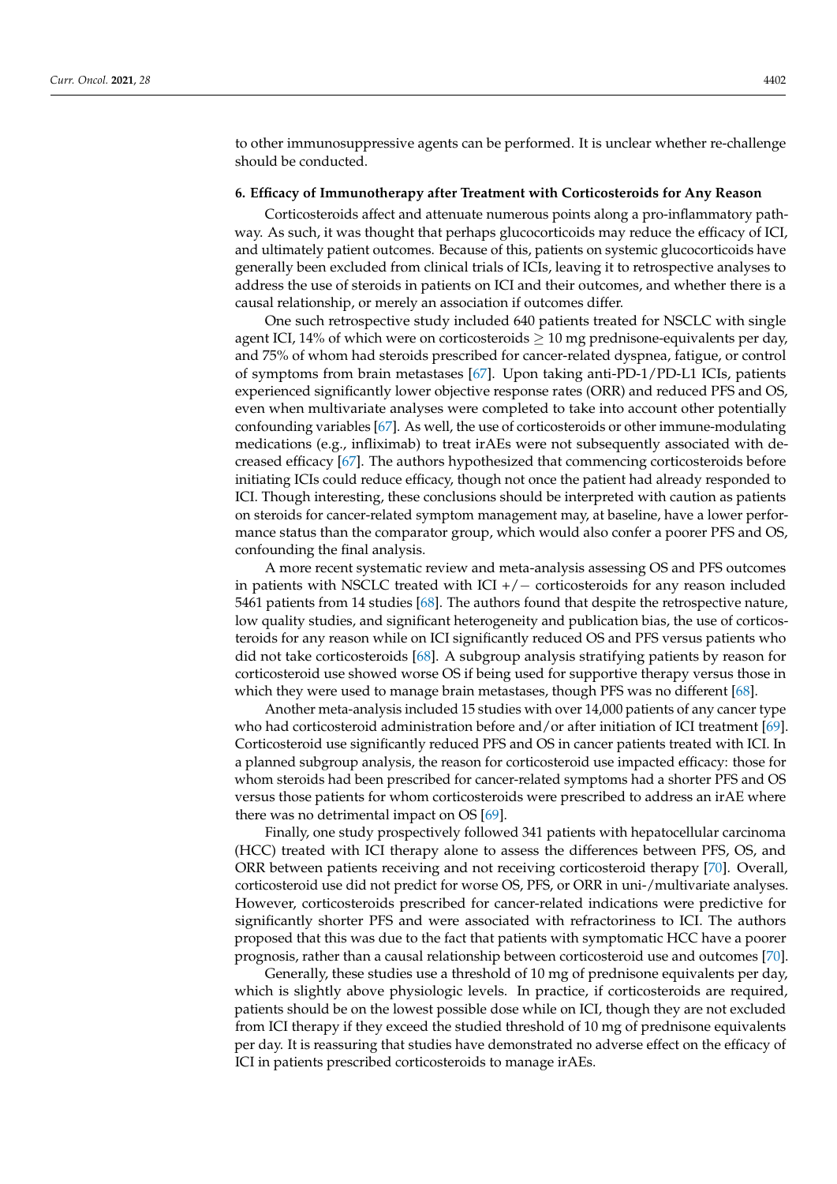to other immunosuppressive agents can be performed. It is unclear whether re-challenge should be conducted.

## 6. Efficacy of Immunotherapy after Treatment with Corticosteroids for Any Reason

Corticosteroids affect and attenuate numerous points along a pro-inflammatory pathway. As such, it was thought that perhaps glucocorticoids may reduce the efficacy of ICI, and ultimately patient outcomes. Because of this, patients on systemic glucocorticoids have generally been excluded from clinical trials of ICIs, leaving it to retrospective analyses to address the use of steroids in patients on ICI and their outcomes, and whether there is a causal relationship, or merely an association if outcomes differ.

One such retrospective study included 640 patients treated for NSCLC with single agent ICI, 14% of which were on corticosteroids $\geq$ 10 mg prednisone-equivalents per day, and 75% of whom had steroids prescribed for cancer-related dyspnea, fatigue, or control of symptoms from brain metastases [67]. Upon taking anti-PD-1/PD-L1 ICIs, patients experienced significantly lower objective response rates (ORR) and reduced PFS and OS, even when multivariate analyses were completed to take into account other potentially confounding variables [67]. As well, the use of corticosteroids or other immune-modulating medications (e.g., infliximab) to treat irAEs were not subsequently associated with decreased efficacy [67]. The authors hypothesized that commencing corticosteroids before initiating ICIs could reduce efficacy, though not once the patient had already responded to ICI. Though interesting, these conclusions should be interpreted with caution as patients on steroids for cancer-related symptom management may, at baseline, have a lower performance status than the comparator group, which would also confer a poorer PFS and OS, confounding the final analysis.

A more recent systematic review and meta-analysis assessing OS and PFS outcomes in patients with NSCLC treated with ICI +/− corticosteroids for any reason included 5461 patients from 14 studies [68]. The authors found that despite the retrospective nature, low quality studies, and significant heterogeneity and publication bias, the use of corticosteroids for any reason while on ICI significantly reduced OS and PFS versus patients who did not take corticosteroids [68]. A subgroup analysis stratifying patients by reason for corticosteroid use showed worse OS if being used for supportive therapy versus those in which they were used to manage brain metastases, though PFS was no different [68].

Another meta-analysis included 15 studies with over 14,000 patients of any cancer type who had corticosteroid administration before and/or after initiation of ICI treatment [69]. Corticosteroid use significantly reduced PFS and OS in cancer patients treated with ICI. In a planned subgroup analysis, the reason for corticosteroid use impacted efficacy: those for whom steroids had been prescribed for cancer-related symptoms had a shorter PFS and OS versus those patients for whom corticosteroids were prescribed to address an irAE where there was no detrimental impact on OS [69].

Finally, one study prospectively followed 341 patients with hepatocellular carcinoma (HCC) treated with ICI therapy alone to assess the differences between PFS, OS, and ORR between patients receiving and not receiving corticosteroid therapy [70]. Overall, corticosteroid use did not predict for worse OS, PFS, or ORR in uni-/multivariate analyses. However, corticosteroids prescribed for cancer-related indications were predictive for significantly shorter PFS and were associated with refractoriness to ICI. The authors proposed that this was due to the fact that patients with symptomatic HCC have a poorer prognosis, rather than a causal relationship between corticosteroid use and outcomes [70].

Generally, these studies use a threshold of 10 mg of prednisone equivalents per day, which is slightly above physiologic levels. In practice, if corticosteroids are required, patients should be on the lowest possible dose while on ICI, though they are not excluded from ICI therapy if they exceed the studied threshold of 10 mg of prednisone equivalents per day. It is reassuring that studies have demonstrated no adverse effect on the efficacy of ICI in patients prescribed corticosteroids to manage irAEs.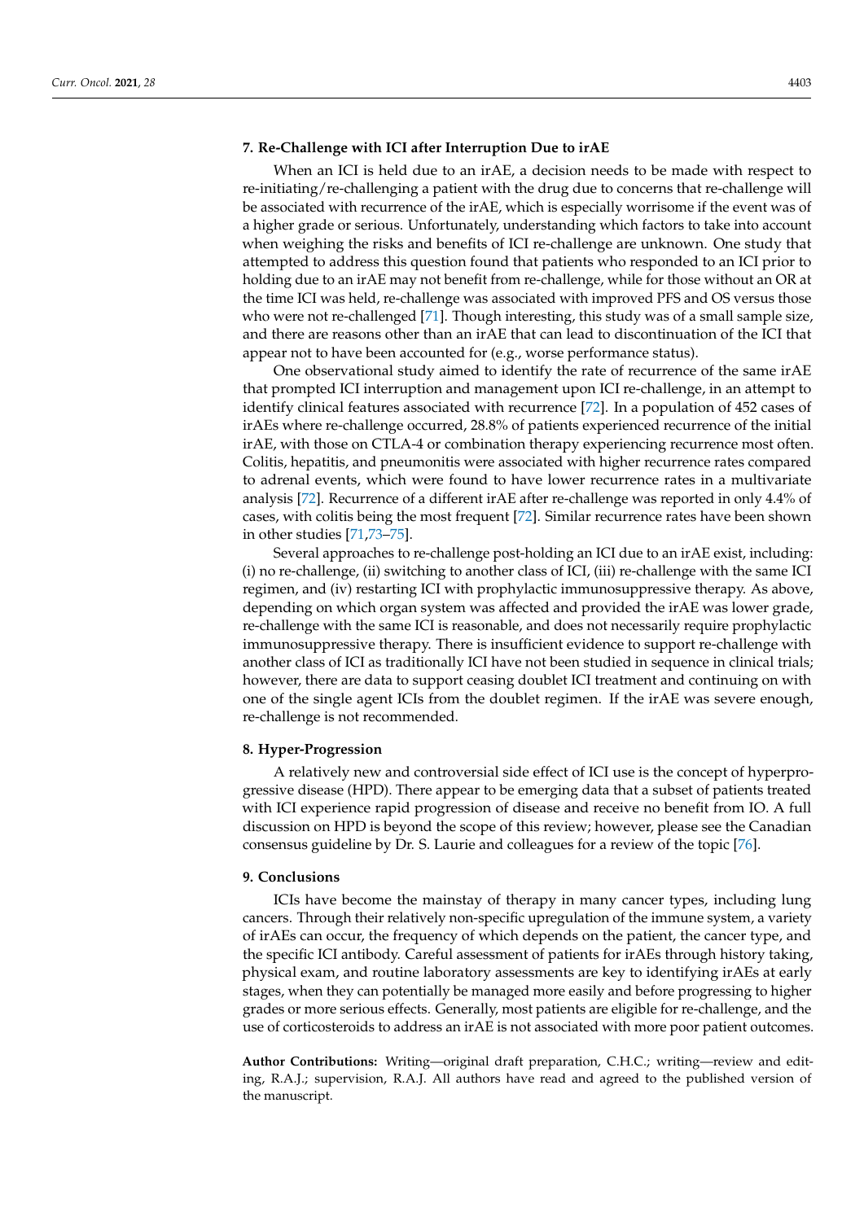## 7. Re-Challenge with ICI after Interruption Due to irAE

When an ICI is held due to an irAE, a decision needs to be made with respect to re-initiating/re-challenging a patient with the drug due to concerns that re-challenge will be associated with recurrence of the irAE, which is especially worrisome if the event was of a higher grade or serious. Unfortunately, understanding which factors to take into account when weighing the risks and benefits of ICI re-challenge are unknown. One study that attempted to address this question found that patients who responded to an ICI prior to holding due to an irAE may not benefit from re-challenge, while for those without an OR at the time ICI was held, re-challenge was associated with improved PFS and OS versus those who were not re-challenged [71]. Though interesting, this study was of a small sample size, and there are reasons other than an irAE that can lead to discontinuation of the ICI that appear not to have been accounted for (e.g., worse performance status).

One observational study aimed to identify the rate of recurrence of the same irAE that prompted ICI interruption and management upon ICI re-challenge, in an attempt to identify clinical features associated with recurrence [72]. In a population of 452 cases of irAEs where re-challenge occurred, 28.8% of patients experienced recurrence of the initial irAE, with those on CTLA-4 or combination therapy experiencing recurrence most often. Colitis, hepatitis, and pneumonitis were associated with higher recurrence rates compared to adrenal events, which were found to have lower recurrence rates in a multivariate analysis [72]. Recurrence of a different irAE after re-challenge was reported in only 4.4% of cases, with colitis being the most frequent [72]. Similar recurrence rates have been shown in other studies [71,73–75].

Several approaches to re-challenge post-holding an ICI due to an irAE exist, including: (i) no re-challenge, (ii) switching to another class of ICI, (iii) re-challenge with the same ICI regimen, and (iv) restarting ICI with prophylactic immunosuppressive therapy. As above, depending on which organ system was affected and provided the irAE was lower grade, re-challenge with the same ICI is reasonable, and does not necessarily require prophylactic immunosuppressive therapy. There is insufficient evidence to support re-challenge with another class of ICI as traditionally ICI have not been studied in sequence in clinical trials; however, there are data to support ceasing doublet ICI treatment and continuing on with one of the single agent ICIs from the doublet regimen. If the irAE was severe enough, re-challenge is not recommended.

## 8. Hyper-Progression

A relatively new and controversial side effect of ICI use is the concept of hyperprogressive disease (HPD). There appear to be emerging data that a subset of patients treated with ICI experience rapid progression of disease and receive no benefit from IO. A full discussion on HPD is beyond the scope of this review; however, please see the Canadian consensus guideline by Dr. S. Laurie and colleagues for a review of the topic [76].

## 9. Conclusions

ICIs have become the mainstay of therapy in many cancer types, including lung cancers. Through their relatively non-specific upregulation of the immune system, a variety of irAEs can occur, the frequency of which depends on the patient, the cancer type, and the specific ICI antibody. Careful assessment of patients for irAEs through history taking, physical exam, and routine laboratory assessments are key to identifying irAEs at early stages, when they can potentially be managed more easily and before progressing to higher grades or more serious effects. Generally, most patients are eligible for re-challenge, and the use of corticosteroids to address an irAE is not associated with more poor patient outcomes.

**Author Contributions:** Writing—original draft preparation, C.H.C.; writing—review and editing, R.A.J.; supervision, R.A.J. All authors have read and agreed to the published version of the manuscript.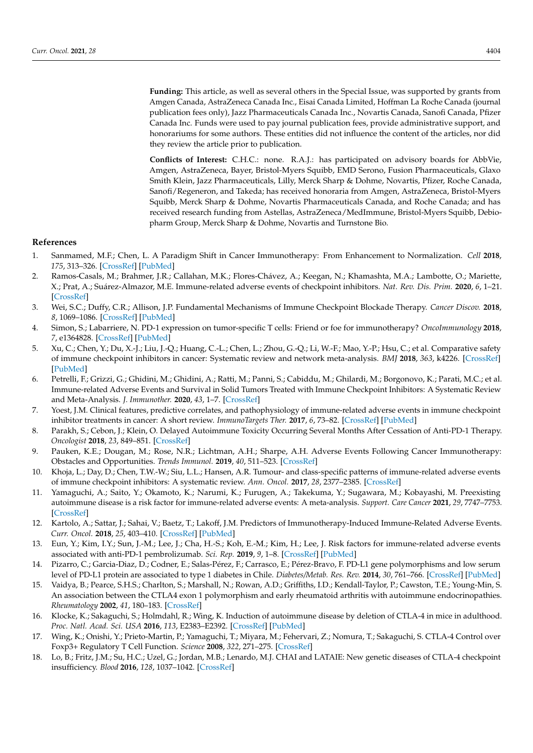**Funding:** This article, as well as several others in the Special Issue, was supported by grants from Amgen Canada, AstraZeneca Canada Inc., Eisai Canada Limited, Hoffman La Roche Canada (journal publication fees only), Jazz Pharmaceuticals Canada Inc., Novartis Canada, Sanofi Canada, Pfizer Canada Inc. Funds were used to pay journal publication fees, provide administrative support, and honorariums for some authors. These entities did not influence the content of the articles, nor did they review the article prior to publication.

**Conflicts of Interest:** C.H.C.: none. R.A.J.: has participated on advisory boards for AbbVie, Amgen, AstraZeneca, Bayer, Bristol-Myers Squibb, EMD Serono, Fusion Pharmaceuticals, Glaxo Smith Klein, Jazz Pharmaceuticals, Lilly, Merck Sharp & Dohme, Novartis, Pfizer, Roche Canada, Sanofi/Regeneron, and Takeda; has received honoraria from Amgen, AstraZeneca, Bristol-Myers Squibb, Merck Sharp & Dohme, Novartis Pharmaceuticals Canada, and Roche Canada; and has received research funding from Astellas, AstraZeneca/MedImmune, Bristol-Myers Squibb, Debiopharm Group, Merck Sharp & Dohme, Novartis and Turnstone Bio.

## References

1. Sanmamed, M.F.; Chen, L. A Paradigm Shift in Cancer Immunotherapy: From Enhancement to Normalization. *Cell* **2018**, *175*, 313–326. [CrossRef] [PubMed]
2. Ramos-Casals, M.; Brahmer, J.R.; Callahan, M.K.; Flores-Chávez, A.; Keegan, N.; Khamashta, M.A.; Lambotte, O.; Mariette, X.; Prat, A.; Suárez-Almazor, M.E. Immune-related adverse events of checkpoint inhibitors. *Nat. Rev. Dis. Prim.* **2020**, *6*, 1–21. [CrossRef]
3. Wei, S.C.; Duffy, C.R.; Allison, J.P. Fundamental Mechanisms of Immune Checkpoint Blockade Therapy. *Cancer Discov.* **2018**, *8*, 1069–1086. [CrossRef] [PubMed]
4. Simon, S.; Labarriere, N. PD-1 expression on tumor-specific T cells: Friend or foe for immunotherapy? *OncoImmunology* **2018**, *7*, e1364828. [CrossRef] [PubMed]
5. Xu, C.; Chen, Y.; Du, X.-J.; Liu, J.-Q.; Huang, C.-L.; Chen, L.; Zhou, G.-Q.; Li, W.-F.; Mao, Y.-P.; Hsu, C.; et al. Comparative safety of immune checkpoint inhibitors in cancer: Systematic review and network meta-analysis. *BMJ* **2018**, *363*, k4226. [CrossRef] [PubMed]
6. Petrelli, F.; Grizzi, G.; Ghidini, M.; Ghidini, A.; Ratti, M.; Panni, S.; Cabiddu, M.; Ghilardi, M.; Borgonovo, K.; Parati, M.C.; et al. Immune-related Adverse Events and Survival in Solid Tumors Treated with Immune Checkpoint Inhibitors: A Systematic Review and Meta-Analysis. *J. Immunother.* **2020**, *43*, 1–7. [CrossRef]
7. Yoest, J.M. Clinical features, predictive correlates, and pathophysiology of immune-related adverse events in immune checkpoint inhibitor treatments in cancer: A short review. *ImmunoTargets Ther.* **2017**, *6*, 73–82. [CrossRef] [PubMed]
8. Parakh, S.; Cebon, J.; Klein, O. Delayed Autoimmune Toxicity Occurring Several Months After Cessation of Anti-PD-1 Therapy. *Oncologist* **2018**, *23*, 849–851. [CrossRef]
9. Pauken, K.E.; Dougan, M.; Rose, N.R.; Lichtman, A.H.; Sharpe, A.H. Adverse Events Following Cancer Immunotherapy: Obstacles and Opportunities. *Trends Immunol.* **2019**, *40*, 511–523. [CrossRef]
10. Khoja, L.; Day, D.; Chen, T.W.-W.; Siu, L.L.; Hansen, A.R. Tumour- and class-specific patterns of immune-related adverse events of immune checkpoint inhibitors: A systematic review. *Ann. Oncol.* **2017**, *28*, 2377–2385. [CrossRef]
11. Yamaguchi, A.; Saito, Y.; Okamoto, K.; Narumi, K.; Furugen, A.; Takekuma, Y.; Sugawara, M.; Kobayashi, M. Preexisting autoimmune disease is a risk factor for immune-related adverse events: A meta-analysis. *Support. Care Cancer* **2021**, *29*, 7747–7753. [CrossRef]
12. Kartolo, A.; Sattar, J.; Sahai, V.; Baetz, T.; Lakoff, J.M. Predictors of Immunotherapy-Induced Immune-Related Adverse Events. *Curr. Oncol.* **2018**, *25*, 403–410. [CrossRef] [PubMed]
13. Eun, Y.; Kim, I.Y.; Sun, J.-M.; Lee, J.; Cha, H.-S.; Koh, E.-M.; Kim, H.; Lee, J. Risk factors for immune-related adverse events associated with anti-PD-1 pembrolizumab. *Sci. Rep.* **2019**, *9*, 1–8. [CrossRef] [PubMed]
14. Pizarro, C.; Garcia-Diaz, D.; Codner, E.; Salas-Pérez, F.; Carrasco, E.; Pérez-Bravo, F. PD-L1 gene polymorphisms and low serum level of PD-L1 protein are associated to type 1 diabetes in Chile. *Diabetes/Metab. Res. Rev.* **2014**, *30*, 761–766. [CrossRef] [PubMed]
15. Vaidya, B.; Pearce, S.H.S.; Charlton, S.; Marshall, N.; Rowan, A.D.; Griffiths, I.D.; Kendall-Taylor, P.; Cawston, T.E.; Young-Min, S. An association between the CTLA4 exon 1 polymorphism and early rheumatoid arthritis with autoimmune endocrinopathies. *Rheumatology* **2002**, *41*, 180–183. [CrossRef]
16. Klocke, K.; Sakaguchi, S.; Holmdahl, R.; Wing, K. Induction of autoimmune disease by deletion of CTLA-4 in mice in adulthood. *Proc. Natl. Acad. Sci. USA* **2016**, *113*, E2383–E2392. [CrossRef] [PubMed]
17. Wing, K.; Onishi, Y.; Prieto-Martin, P.; Yamaguchi, T.; Miyara, M.; Fehervari, Z.; Nomura, T.; Sakaguchi, S. CTLA-4 Control over Foxp3+ Regulatory T Cell Function. *Science* **2008**, *322*, 271–275. [CrossRef]
18. Lo, B.; Fritz, J.M.; Su, H.C.; Uzel, G.; Jordan, M.B.; Lenardo, M.J. CHAI and LATAIE: New genetic diseases of CTLA-4 checkpoint insufficiency. *Blood* **2016**, *128*, 1037–1042. [CrossRef]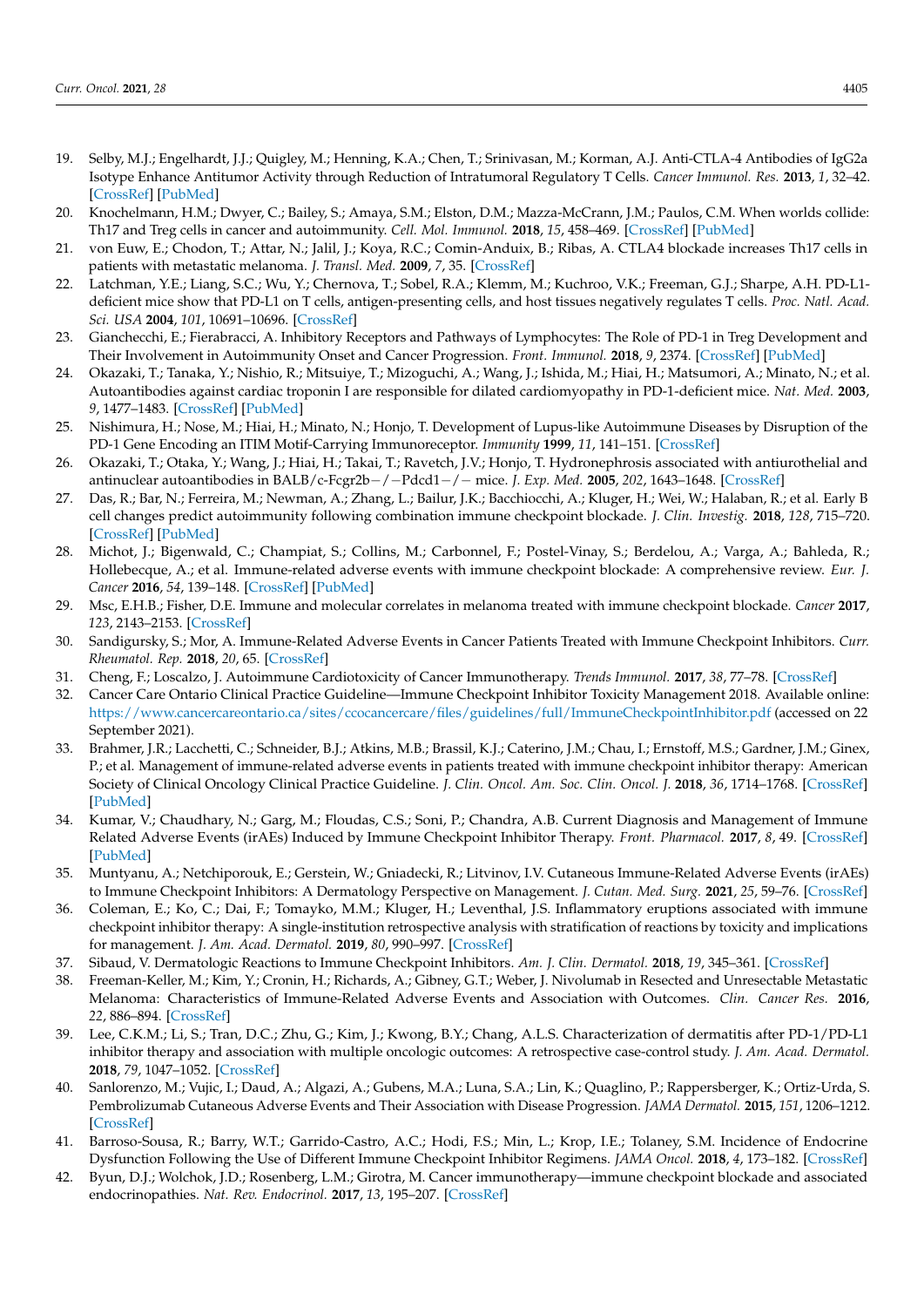19. Selby, M.J.; Engelhardt, J.J.; Quigley, M.; Henning, K.A.; Chen, T.; Srinivasan, M.; Korman, A.J. Anti-CTLA-4 Antibodies of IgG2a Isotype Enhance Antitumor Activity through Reduction of Intratumoral Regulatory T Cells. *Cancer Immunol. Res.* **2013**, *1*, 32–42. [CrossRef] [PubMed]
20. Knochelmann, H.M.; Dwyer, C.; Bailey, S.; Amaya, S.M.; Elston, D.M.; Mazza-McCrann, J.M.; Paulos, C.M. When worlds collide: Th17 and Treg cells in cancer and autoimmunity. *Cell. Mol. Immunol.* **2018**, *15*, 458–469. [CrossRef] [PubMed]
21. von Euw, E.; Chodon, T.; Attar, N.; Jalil, J.; Koya, R.C.; Comin-Anduix, B.; Ribas, A. CTLA4 blockade increases Th17 cells in patients with metastatic melanoma. *J. Transl. Med.* **2009**, *7*, 35. [CrossRef]
22. Latchman, Y.E.; Liang, S.C.; Wu, Y.; Chernova, T.; Sobel, R.A.; Klemm, M.; Kuchroo, V.K.; Freeman, G.J.; Sharpe, A.H. PD-L1-deficient mice show that PD-L1 on T cells, antigen-presenting cells, and host tissues negatively regulates T cells. *Proc. Natl. Acad. Sci. USA* **2004**, *101*, 10691–10696. [CrossRef]
23. Gianchecchi, E.; Fierabracci, A. Inhibitory Receptors and Pathways of Lymphocytes: The Role of PD-1 in Treg Development and Their Involvement in Autoimmunity Onset and Cancer Progression. *Front. Immunol.* **2018**, *9*, 2374. [CrossRef] [PubMed]
24. Okazaki, T.; Tanaka, Y.; Nishio, R.; Mitsuiye, T.; Mizoguchi, A.; Wang, J.; Ishida, M.; Hiai, H.; Matsumori, A.; Minato, N.; et al. Autoantibodies against cardiac troponin I are responsible for dilated cardiomyopathy in PD-1-deficient mice. *Nat. Med.* **2003**, *9*, 1477–1483. [CrossRef] [PubMed]
25. Nishimura, H.; Nose, M.; Hiai, H.; Minato, N.; Honjo, T. Development of Lupus-like Autoimmune Diseases by Disruption of the PD-1 Gene Encoding an ITIM Motif-Carrying Immunoreceptor. *Immunity* **1999**, *11*, 141–151. [CrossRef]
26. Okazaki, T.; Otaka, Y.; Wang, J.; Hiai, H.; Takai, T.; Ravetch, J.V.; Honjo, T. Hydronephrosis associated with antiurothelial and antinuclear autoantibodies in BALB/c-Fcgr2b−/−Pdcd1−/− mice. *J. Exp. Med.* **2005**, *202*, 1643–1648. [CrossRef]
27. Das, R.; Bar, N.; Ferreira, M.; Newman, A.; Zhang, L.; Bailur, J.K.; Bacchiocchi, A.; Kluger, H.; Wei, W.; Halaban, R.; et al. Early B cell changes predict autoimmunity following combination immune checkpoint blockade. *J. Clin. Investig.* **2018**, *128*, 715–720. [CrossRef] [PubMed]
28. Michot, J.; Bigenwald, C.; Champiat, S.; Collins, M.; Carbonnel, F.; Postel-Vinay, S.; Berdelou, A.; Varga, A.; Bahleda, R.; Hollebecque, A.; et al. Immune-related adverse events with immune checkpoint blockade: A comprehensive review. *Eur. J. Cancer* **2016**, *54*, 139–148. [CrossRef] [PubMed]
29. Msc, E.H.B.; Fisher, D.E. Immune and molecular correlates in melanoma treated with immune checkpoint blockade. *Cancer* **2017**, *123*, 2143–2153. [CrossRef]
30. Sandigursky, S.; Mor, A. Immune-Related Adverse Events in Cancer Patients Treated with Immune Checkpoint Inhibitors. *Curr. Rheumatol. Rep.* **2018**, *20*, 65. [CrossRef]
31. Cheng, F.; Loscalzo, J. Autoimmune Cardiotoxicity of Cancer Immunotherapy. *Trends Immunol.* **2017**, *38*, 77–78. [CrossRef]
32. Cancer Care Ontario Clinical Practice Guideline—Immune Checkpoint Inhibitor Toxicity Management 2018. Available online: https://www.cancercareontario.ca/sites/ccocancercare/files/guidelines/full/ImmuneCheckpointInhibitor.pdf (accessed on 22 September 2021).
33. Brahmer, J.R.; Lacchetti, C.; Schneider, B.J.; Atkins, M.B.; Brassil, K.J.; Caterino, J.M.; Chau, I.; Ernstoff, M.S.; Gardner, J.M.; Ginex, P.; et al. Management of immune-related adverse events in patients treated with immune checkpoint inhibitor therapy: American Society of Clinical Oncology Clinical Practice Guideline. *J. Clin. Oncol. Am. Soc. Clin. Oncol. J.* **2018**, *36*, 1714–1768. [CrossRef] [PubMed]
34. Kumar, V.; Chaudhary, N.; Garg, M.; Floudas, C.S.; Soni, P.; Chandra, A.B. Current Diagnosis and Management of Immune Related Adverse Events (irAEs) Induced by Immune Checkpoint Inhibitor Therapy. *Front. Pharmacol.* **2017**, *8*, 49. [CrossRef] [PubMed]
35. Muntyanu, A.; Netchiporouk, E.; Gerstein, W.; Gniadecki, R.; Litvinov, I.V. Cutaneous Immune-Related Adverse Events (irAEs) to Immune Checkpoint Inhibitors: A Dermatology Perspective on Management. *J. Cutan. Med. Surg.* **2021**, *25*, 59–76. [CrossRef]
36. Coleman, E.; Ko, C.; Dai, F.; Tomayko, M.M.; Kluger, H.; Leventhal, J.S. Inflammatory eruptions associated with immune checkpoint inhibitor therapy: A single-institution retrospective analysis with stratification of reactions by toxicity and implications for management. *J. Am. Acad. Dermatol.* **2019**, *80*, 990–997. [CrossRef]
37. Sibaud, V. Dermatologic Reactions to Immune Checkpoint Inhibitors. *Am. J. Clin. Dermatol.* **2018**, *19*, 345–361. [CrossRef]
38. Freeman-Keller, M.; Kim, Y.; Cronin, H.; Richards, A.; Gibney, G.T.; Weber, J. Nivolumab in Resected and Unresectable Metastatic Melanoma: Characteristics of Immune-Related Adverse Events and Association with Outcomes. *Clin. Cancer Res.* **2016**, *22*, 886–894. [CrossRef]
39. Lee, C.K.M.; Li, S.; Tran, D.C.; Zhu, G.; Kim, J.; Kwong, B.Y.; Chang, A.L.S. Characterization of dermatitis after PD-1/PD-L1 inhibitor therapy and association with multiple oncologic outcomes: A retrospective case-control study. *J. Am. Acad. Dermatol.* **2018**, *79*, 1047–1052. [CrossRef]
40. Sanlorenzo, M.; Vujic, I.; Daud, A.; Algazi, A.; Gubens, M.A.; Luna, S.A.; Lin, K.; Quaglino, P.; Rappersberger, K.; Ortiz-Urda, S. Pembrolizumab Cutaneous Adverse Events and Their Association with Disease Progression. *JAMA Dermatol.* **2015**, *151*, 1206–1212. [CrossRef]
41. Barroso-Sousa, R.; Barry, W.T.; Garrido-Castro, A.C.; Hodi, F.S.; Min, L.; Krop, I.E.; Tolaney, S.M. Incidence of Endocrine Dysfunction Following the Use of Different Immune Checkpoint Inhibitor Regimens. *JAMA Oncol.* **2018**, *4*, 173–182. [CrossRef]
42. Byun, D.J.; Wolchok, J.D.; Rosenberg, L.M.; Girotra, M. Cancer immunotherapy—immune checkpoint blockade and associated endocrinopathies. *Nat. Rev. Endocrinol.* **2017**, *13*, 195–207. [CrossRef]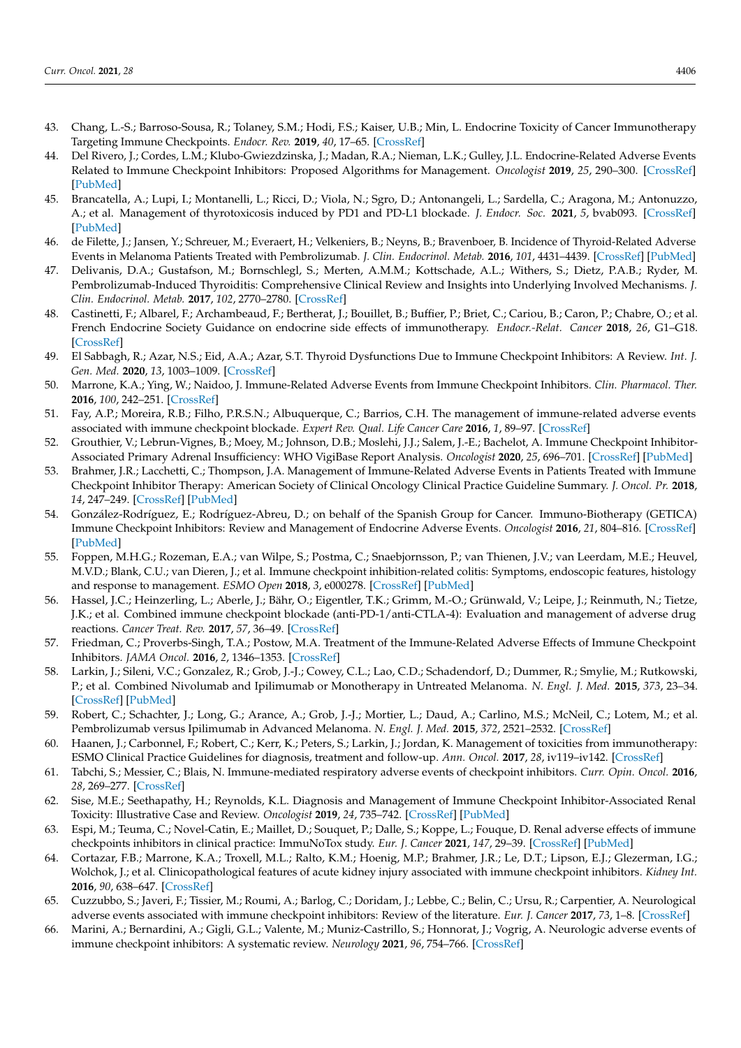43. Chang, L.-S.; Barroso-Sousa, R.; Tolaney, S.M.; Hodi, F.S.; Kaiser, U.B.; Min, L. Endocrine Toxicity of Cancer Immunotherapy Targeting Immune Checkpoints. *Endocr. Rev.* **2019**, *40*, 17–65. [CrossRef]
44. Del Rivero, J.; Cordes, L.M.; Klubo-Gwiezdzinska, J.; Madan, R.A.; Nieman, L.K.; Gulley, J.L. Endocrine-Related Adverse Events Related to Immune Checkpoint Inhibitors: Proposed Algorithms for Management. *Oncologist* **2019**, *25*, 290–300. [CrossRef] [PubMed]
45. Brancatella, A.; Lupi, I.; Montanelli, L.; Ricci, D.; Viola, N.; Sgro, D.; Antonangeli, L.; Sardella, C.; Aragona, M.; Antonuzzo, A.; et al. Management of thyrotoxicosis induced by PD1 and PD-L1 blockade. *J. Endocr. Soc.* **2021**, *5*, bvab093. [CrossRef] [PubMed]
46. de Filette, J.; Jansen, Y.; Schreuer, M.; Everaert, H.; Velkeniers, B.; Neyns, B.; Bravenboer, B. Incidence of Thyroid-Related Adverse Events in Melanoma Patients Treated with Pembrolizumab. *J. Clin. Endocrinol. Metab.* **2016**, *101*, 4431–4439. [CrossRef] [PubMed]
47. Delivanis, D.A.; Gustafson, M.; Bornschlegl, S.; Merten, A.M.M.; Kottschade, A.L.; Withers, S.; Dietz, P.A.B.; Ryder, M. Pembrolizumab-Induced Thyroiditis: Comprehensive Clinical Review and Insights into Underlying Involved Mechanisms. *J. Clin. Endocrinol. Metab.* **2017**, *102*, 2770–2780. [CrossRef]
48. Castinetti, F.; Albarel, F.; Archambeaud, F.; Bertherat, J.; Bouillet, B.; Buffier, P.; Briet, C.; Cariou, B.; Caron, P.; Chabre, O.; et al. French Endocrine Society Guidance on endocrine side effects of immunotherapy. *Endocr.-Relat. Cancer* **2018**, *26*, G1–G18. [CrossRef]
49. El Sabbagh, R.; Azar, N.S.; Eid, A.A.; Azar, S.T. Thyroid Dysfunctions Due to Immune Checkpoint Inhibitors: A Review. *Int. J. Gen. Med.* **2020**, *13*, 1003–1009. [CrossRef]
50. Marrone, K.A.; Ying, W.; Naidoo, J. Immune-Related Adverse Events from Immune Checkpoint Inhibitors. *Clin. Pharmacol. Ther.* **2016**, *100*, 242–251. [CrossRef]
51. Fay, A.P.; Moreira, R.B.; Filho, P.R.S.N.; Albuquerque, C.; Barrios, C.H. The management of immune-related adverse events associated with immune checkpoint blockade. *Expert Rev. Qual. Life Cancer Care* **2016**, *1*, 89–97. [CrossRef]
52. Grouthier, V.; Lebrun-Vignes, B.; Moey, M.; Johnson, D.B.; Moslehi, J.J.; Salem, J.-E.; Bachelot, A. Immune Checkpoint Inhibitor-Associated Primary Adrenal Insufficiency: WHO VigiBase Report Analysis. *Oncologist* **2020**, *25*, 696–701. [CrossRef] [PubMed]
53. Brahmer, J.R.; Lacchetti, C.; Thompson, J.A. Management of Immune-Related Adverse Events in Patients Treated with Immune Checkpoint Inhibitor Therapy: American Society of Clinical Oncology Clinical Practice Guideline Summary. *J. Oncol. Pr.* **2018**, *14*, 247–249. [CrossRef] [PubMed]
54. González-Rodríguez, E.; Rodríguez-Abreu, D.; on behalf of the Spanish Group for Cancer. Immuno-Biotherapy (GETICA) Immune Checkpoint Inhibitors: Review and Management of Endocrine Adverse Events. *Oncologist* **2016**, *21*, 804–816. [CrossRef] [PubMed]
55. Foppen, M.H.G.; Rozeman, E.A.; van Wilpe, S.; Postma, C.; Snaebjornsson, P.; van Thienen, J.V.; van Leerdam, M.E.; Heuvel, M.V.D.; Blank, C.U.; van Dieren, J.; et al. Immune checkpoint inhibition-related colitis: Symptoms, endoscopic features, histology and response to management. *ESMO Open* **2018**, *3*, e000278. [CrossRef] [PubMed]
56. Hassel, J.C.; Heinzerling, L.; Aberle, J.; Bähr, O.; Eigentler, T.K.; Grimm, M.-O.; Grünwald, V.; Leipe, J.; Reinmuth, N.; Tietze, J.K.; et al. Combined immune checkpoint blockade (anti-PD-1/anti-CTLA-4): Evaluation and management of adverse drug reactions. *Cancer Treat. Rev.* **2017**, *57*, 36–49. [CrossRef]
57. Friedman, C.; Proverbs-Singh, T.A.; Postow, M.A. Treatment of the Immune-Related Adverse Effects of Immune Checkpoint Inhibitors. *JAMA Oncol.* **2016**, *2*, 1346–1353. [CrossRef]
58. Larkin, J.; Sileni, V.C.; Gonzalez, R.; Grob, J.-J.; Cowey, C.L.; Lao, C.D.; Schadendorf, D.; Dummer, R.; Smylie, M.; Rutkowski, P.; et al. Combined Nivolumab and Ipilimumab or Monotherapy in Untreated Melanoma. *N. Engl. J. Med.* **2015**, *373*, 23–34. [CrossRef] [PubMed]
59. Robert, C.; Schachter, J.; Long, G.; Arance, A.; Grob, J.-J.; Mortier, L.; Daud, A.; Carlino, M.S.; McNeil, C.; Lotem, M.; et al. Pembrolizumab versus Ipilimumab in Advanced Melanoma. *N. Engl. J. Med.* **2015**, *372*, 2521–2532. [CrossRef]
60. Haanen, J.; Carbonnel, F.; Robert, C.; Kerr, K.; Peters, S.; Larkin, J.; Jordan, K. Management of toxicities from immunotherapy: ESMO Clinical Practice Guidelines for diagnosis, treatment and follow-up. *Ann. Oncol.* **2017**, *28*, iv119–iv142. [CrossRef]
61. Tabchi, S.; Messier, C.; Blais, N. Immune-mediated respiratory adverse events of checkpoint inhibitors. *Curr. Opin. Oncol.* **2016**, *28*, 269–277. [CrossRef]
62. Sise, M.E.; Seethapathy, H.; Reynolds, K.L. Diagnosis and Management of Immune Checkpoint Inhibitor-Associated Renal Toxicity: Illustrative Case and Review. *Oncologist* **2019**, *24*, 735–742. [CrossRef] [PubMed]
63. Espi, M.; Teuma, C.; Novel-Catin, E.; Maillet, D.; Souquet, P.; Dalle, S.; Koppe, L.; Fouque, D. Renal adverse effects of immune checkpoints inhibitors in clinical practice: ImmuNoTox study. *Eur. J. Cancer* **2021**, *147*, 29–39. [CrossRef] [PubMed]
64. Cortazar, F.B.; Marrone, K.A.; Troxell, M.L.; Ralto, K.M.; Hoenig, M.P.; Brahmer, J.R.; Le, D.T.; Lipson, E.J.; Glezerman, I.G.; Wolchok, J.; et al. Clinicopathological features of acute kidney injury associated with immune checkpoint inhibitors. *Kidney Int.* **2016**, *90*, 638–647. [CrossRef]
65. Cuzzubbo, S.; Javeri, F.; Tissier, M.; Roumi, A.; Barlog, C.; Doridam, J.; Lebbe, C.; Belin, C.; Ursu, R.; Carpentier, A. Neurological adverse events associated with immune checkpoint inhibitors: Review of the literature. *Eur. J. Cancer* **2017**, *73*, 1–8. [CrossRef]
66. Marini, A.; Bernardini, A.; Gigli, G.L.; Valente, M.; Muniz-Castrillo, S.; Honnorat, J.; Vogrig, A. Neurologic adverse events of immune checkpoint inhibitors: A systematic review. *Neurology* **2021**, *96*, 754–766. [CrossRef]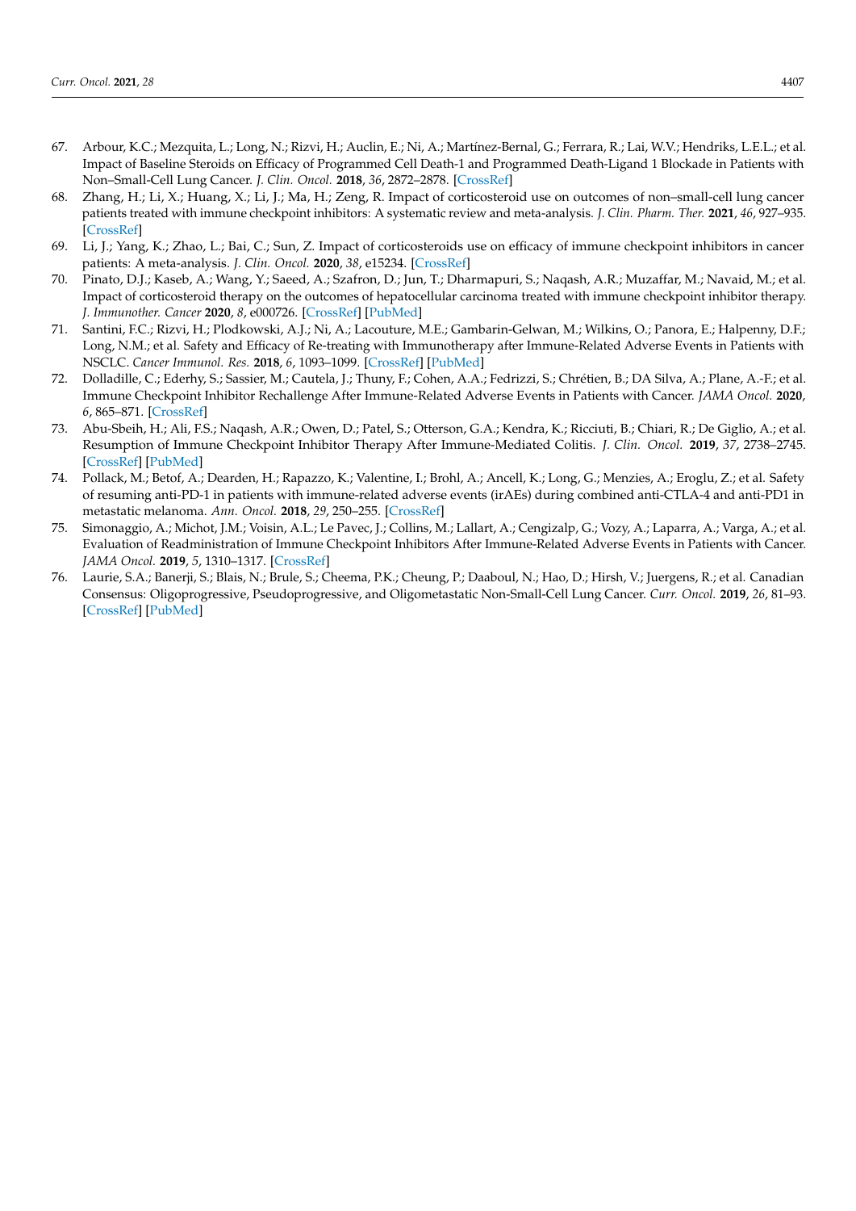67. Arbour, K.C.; Mezquita, L.; Long, N.; Rizvi, H.; Auclin, E.; Ni, A.; Martínez-Bernal, G.; Ferrara, R.; Lai, W.V.; Hendriks, L.E.L.; et al. Impact of Baseline Steroids on Efficacy of Programmed Cell Death-1 and Programmed Death-Ligand 1 Blockade in Patients with Non–Small-Cell Lung Cancer. *J. Clin. Oncol.* **2018**, *36*, 2872–2878. [CrossRef]
68. Zhang, H.; Li, X.; Huang, X.; Li, J.; Ma, H.; Zeng, R. Impact of corticosteroid use on outcomes of non–small-cell lung cancer patients treated with immune checkpoint inhibitors: A systematic review and meta-analysis. *J. Clin. Pharm. Ther.* **2021**, *46*, 927–935. [CrossRef]
69. Li, J.; Yang, K.; Zhao, L.; Bai, C.; Sun, Z. Impact of corticosteroids use on efficacy of immune checkpoint inhibitors in cancer patients: A meta-analysis. *J. Clin. Oncol.* **2020**, *38*, e15234. [CrossRef]
70. Pinato, D.J.; Kaseb, A.; Wang, Y.; Saeed, A.; Szafron, D.; Jun, T.; Dharmapuri, S.; Naqash, A.R.; Muzaffar, M.; Navaid, M.; et al. Impact of corticosteroid therapy on the outcomes of hepatocellular carcinoma treated with immune checkpoint inhibitor therapy. *J. Immunother. Cancer* **2020**, *8*, e000726. [CrossRef] [PubMed]
71. Santini, F.C.; Rizvi, H.; Plodkowski, A.J.; Ni, A.; Lacouture, M.E.; Gambarin-Gelwan, M.; Wilkins, O.; Panora, E.; Halpenny, D.F.; Long, N.M.; et al. Safety and Efficacy of Re-treating with Immunotherapy after Immune-Related Adverse Events in Patients with NSCLC. *Cancer Immunol. Res.* **2018**, *6*, 1093–1099. [CrossRef] [PubMed]
72. Dolladille, C.; Ederhy, S.; Sassier, M.; Cautela, J.; Thuny, F.; Cohen, A.A.; Fedrizzi, S.; Chrétien, B.; DA Silva, A.; Plane, A.-F.; et al. Immune Checkpoint Inhibitor Rechallenge After Immune-Related Adverse Events in Patients with Cancer. *JAMA Oncol.* **2020**, *6*, 865–871. [CrossRef]
73. Abu-Sbeih, H.; Ali, F.S.; Naqash, A.R.; Owen, D.; Patel, S.; Otterson, G.A.; Kendra, K.; Ricciuti, B.; Chiari, R.; De Giglio, A.; et al. Resumption of Immune Checkpoint Inhibitor Therapy After Immune-Mediated Colitis. *J. Clin. Oncol.* **2019**, *37*, 2738–2745. [CrossRef] [PubMed]
74. Pollack, M.; Betof, A.; Dearden, H.; Rapazzo, K.; Valentine, I.; Brohl, A.; Ancell, K.; Long, G.; Menzies, A.; Eroglu, Z.; et al. Safety of resuming anti-PD-1 in patients with immune-related adverse events (irAEs) during combined anti-CTLA-4 and anti-PD1 in metastatic melanoma. *Ann. Oncol.* **2018**, *29*, 250–255. [CrossRef]
75. Simonaggio, A.; Michot, J.M.; Voisin, A.L.; Le Pavec, J.; Collins, M.; Lallart, A.; Cengizalp, G.; Vozy, A.; Laparra, A.; Varga, A.; et al. Evaluation of Readministration of Immune Checkpoint Inhibitors After Immune-Related Adverse Events in Patients with Cancer. *JAMA Oncol.* **2019**, *5*, 1310–1317. [CrossRef]
76. Laurie, S.A.; Banerji, S.; Blais, N.; Brule, S.; Cheema, P.K.; Cheung, P.; Daaboul, N.; Hao, D.; Hirsh, V.; Juergens, R.; et al. Canadian Consensus: Oligoprogressive, Pseudoprogressive, and Oligometastatic Non-Small-Cell Lung Cancer. *Curr. Oncol.* **2019**, *26*, 81–93. [CrossRef] [PubMed]